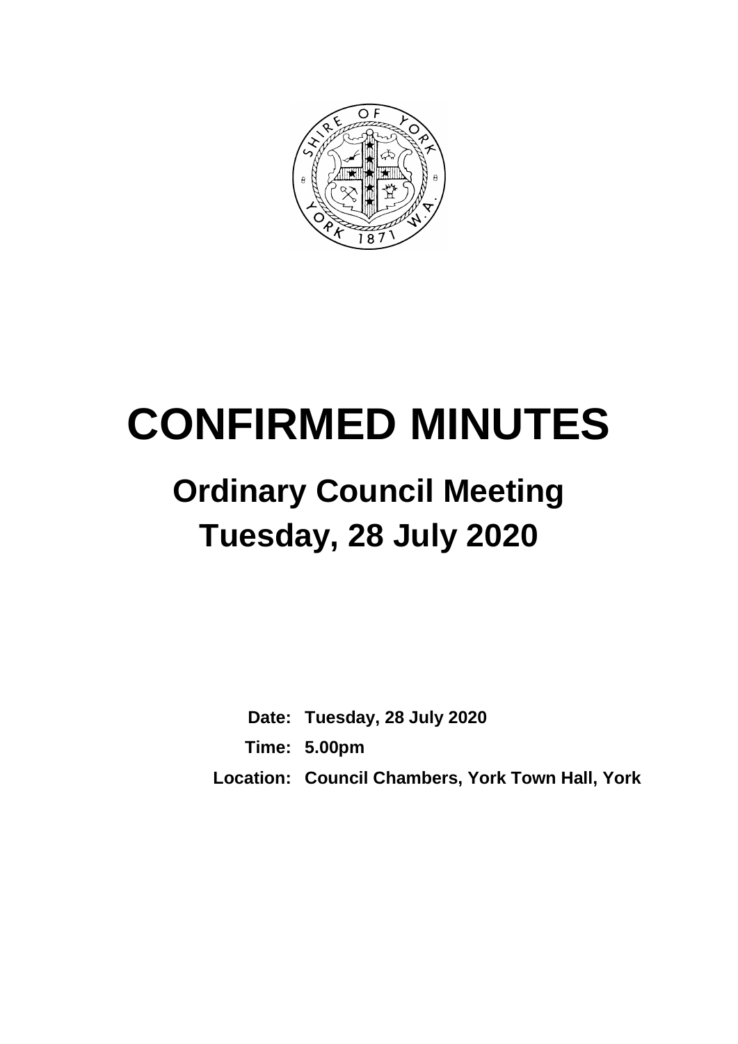# CONFIRMED MINUTES

## Ordinary Council Meeting

## Tuesday, 28 July 2020

**Date:** Tuesday, 28 July 2020

**Time:** 5.00pm

**Location:** Council Chambers, York Town Hall, York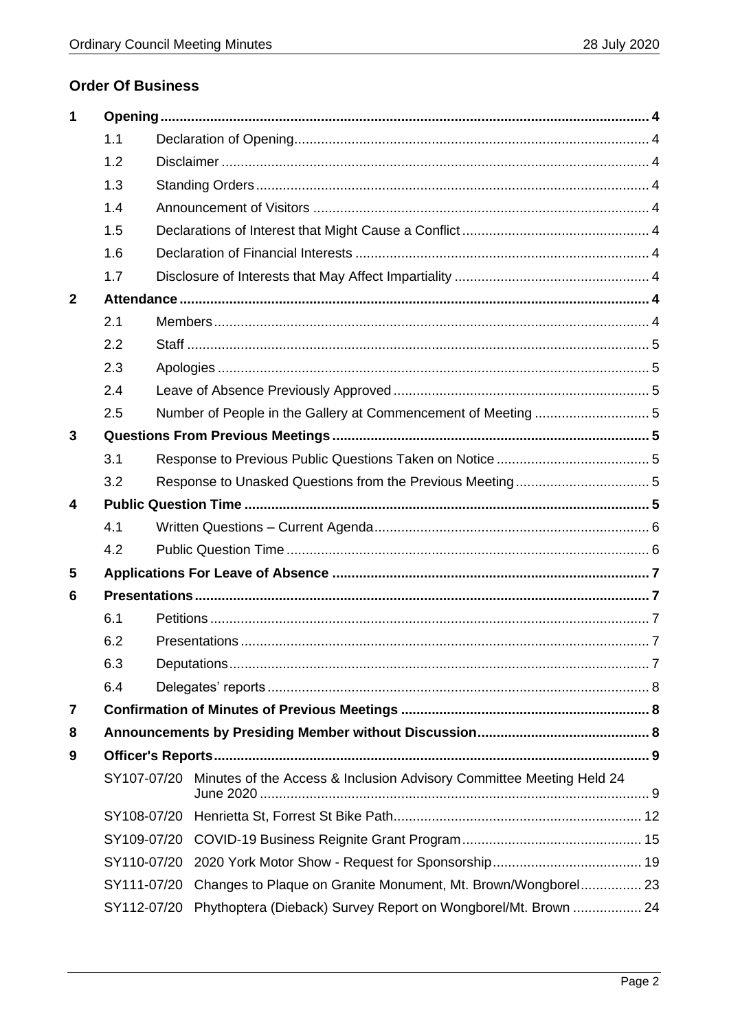## Order Of Business

| | | | |
|---|---|---|---|
| **1** | **Opening** | | **4** |
| | 1.1 | Declaration of Opening | 4 |
| | 1.2 | Disclaimer | 4 |
| | 1.3 | Standing Orders | 4 |
| | 1.4 | Announcement of Visitors | 4 |
| | 1.5 | Declarations of Interest that Might Cause a Conflict | 4 |
| | 1.6 | Declaration of Financial Interests | 4 |
| | 1.7 | Disclosure of Interests that May Affect Impartiality | 4 |
| **2** | **Attendance** | | **4** |
| | 2.1 | Members | 4 |
| | 2.2 | Staff | 5 |
| | 2.3 | Apologies | 5 |
| | 2.4 | Leave of Absence Previously Approved | 5 |
| | 2.5 | Number of People in the Gallery at Commencement of Meeting | 5 |
| **3** | **Questions From Previous Meetings** | | **5** |
| | 3.1 | Response to Previous Public Questions Taken on Notice | 5 |
| | 3.2 | Response to Unasked Questions from the Previous Meeting | 5 |
| **4** | **Public Question Time** | | **5** |
| | 4.1 | Written Questions – Current Agenda | 6 |
| | 4.2 | Public Question Time | 6 |
| **5** | **Applications For Leave of Absence** | | **7** |
| **6** | **Presentations** | | **7** |
| | 6.1 | Petitions | 7 |
| | 6.2 | Presentations | 7 |
| | 6.3 | Deputations | 7 |
| | 6.4 | Delegates' reports | 8 |
| **7** | **Confirmation of Minutes of Previous Meetings** | | **8** |
| **8** | **Announcements by Presiding Member without Discussion** | | **8** |
| **9** | **Officer's Reports** | | **9** |
| | SY107-07/20 | Minutes of the Access & Inclusion Advisory Committee Meeting Held 24 June 2020 | 9 |
| | SY108-07/20 | Henrietta St, Forrest St Bike Path | 12 |
| | SY109-07/20 | COVID-19 Business Reignite Grant Program | 15 |
| | SY110-07/20 | 2020 York Motor Show - Request for Sponsorship | 19 |
| | SY111-07/20 | Changes to Plaque on Granite Monument, Mt. Brown/Wongborel | 23 |
| | SY112-07/20 | Phythoptera (Dieback) Survey Report on Wongborel/Mt. Brown | 24 |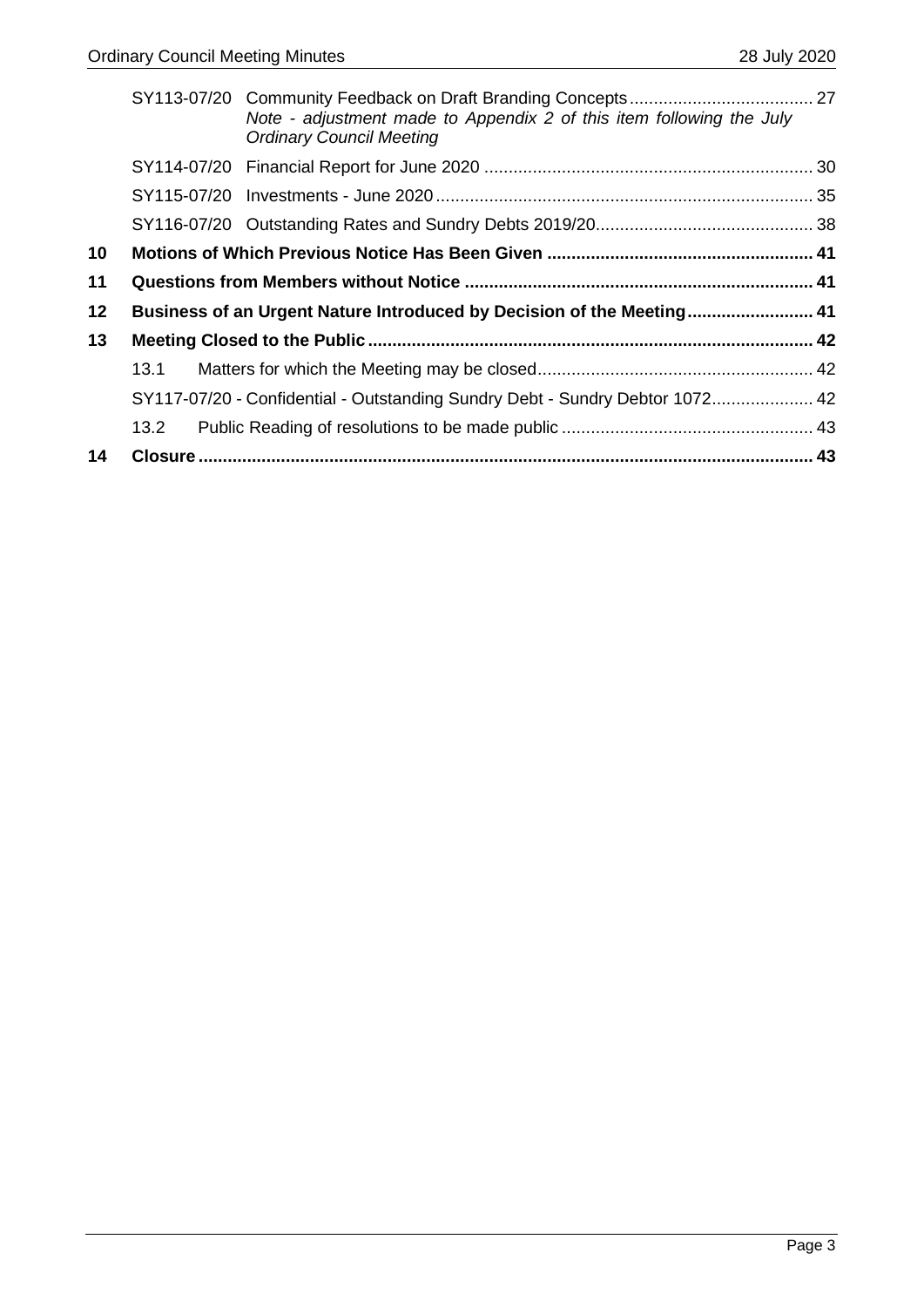| | | |
|---|---|---|
| | SY113-07/20 Community Feedback on Draft Branding Concepts *Note - adjustment made to Appendix 2 of this item following the July Ordinary Council Meeting* | 27 |
| | SY114-07/20 Financial Report for June 2020 | 30 |
| | SY115-07/20 Investments - June 2020 | 35 |
| | SY116-07/20 Outstanding Rates and Sundry Debts 2019/20 | 38 |
| **10** | **Motions of Which Previous Notice Has Been Given** | **41** |
| **11** | **Questions from Members without Notice** | **41** |
| **12** | **Business of an Urgent Nature Introduced by Decision of the Meeting** | **41** |
| **13** | **Meeting Closed to the Public** | **42** |
| | 13.1 Matters for which the Meeting may be closed | 42 |
| | SY117-07/20 - Confidential - Outstanding Sundry Debt - Sundry Debtor 1072 | 42 |
| | 13.2 Public Reading of resolutions to be made public | 43 |
| **14** | **Closure** | **43** |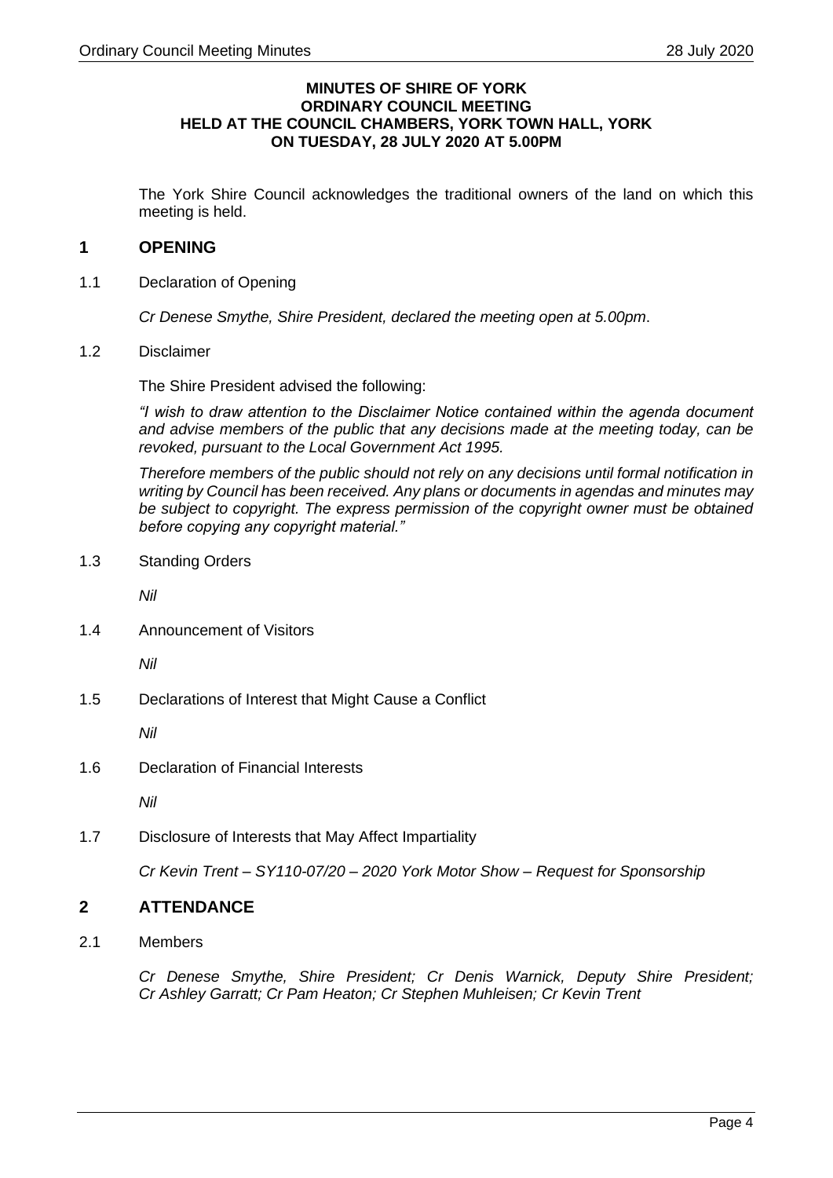**MINUTES OF SHIRE OF YORK**
**ORDINARY COUNCIL MEETING**
**HELD AT THE COUNCIL CHAMBERS, YORK TOWN HALL, YORK**
**ON TUESDAY, 28 JULY 2020 AT 5.00PM**

The York Shire Council acknowledges the traditional owners of the land on which this meeting is held.

# 1 OPENING

1.1 Declaration of Opening

*Cr Denese Smythe, Shire President, declared the meeting open at 5.00pm.*

1.2 Disclaimer

The Shire President advised the following:

*"I wish to draw attention to the Disclaimer Notice contained within the agenda document and advise members of the public that any decisions made at the meeting today, can be revoked, pursuant to the Local Government Act 1995.*

*Therefore members of the public should not rely on any decisions until formal notification in writing by Council has been received. Any plans or documents in agendas and minutes may be subject to copyright. The express permission of the copyright owner must be obtained before copying any copyright material."*

1.3 Standing Orders

*Nil*

1.4 Announcement of Visitors

*Nil*

1.5 Declarations of Interest that Might Cause a Conflict

*Nil*

1.6 Declaration of Financial Interests

*Nil*

1.7 Disclosure of Interests that May Affect Impartiality

*Cr Kevin Trent – SY110-07/20 – 2020 York Motor Show – Request for Sponsorship*

# 2 ATTENDANCE

2.1 Members

*Cr Denese Smythe, Shire President; Cr Denis Warnick, Deputy Shire President; Cr Ashley Garratt; Cr Pam Heaton; Cr Stephen Muhleisen; Cr Kevin Trent*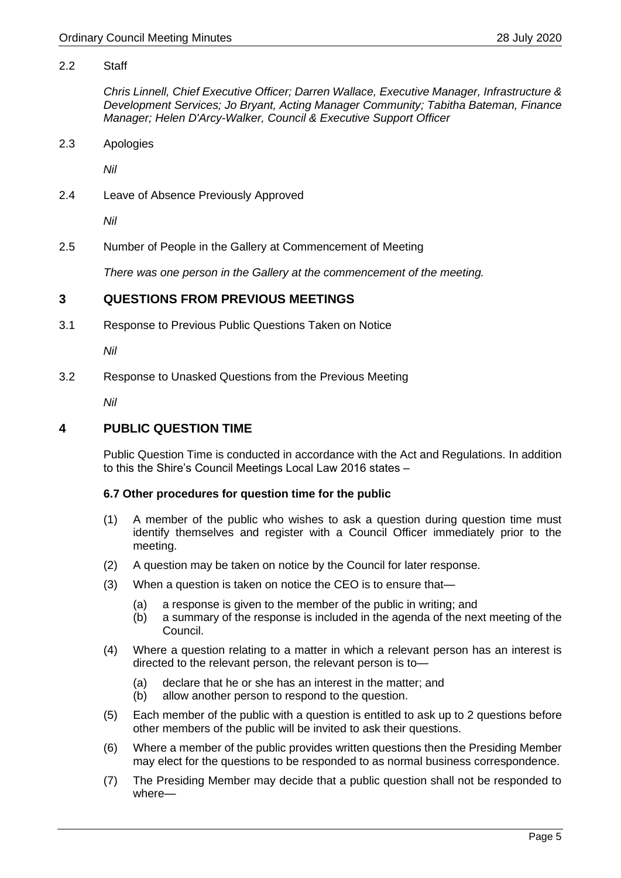2.2 Staff

*Chris Linnell, Chief Executive Officer; Darren Wallace, Executive Manager, Infrastructure & Development Services; Jo Bryant, Acting Manager Community; Tabitha Bateman, Finance Manager; Helen D'Arcy-Walker, Council & Executive Support Officer*

2.3 Apologies

*Nil*

2.4 Leave of Absence Previously Approved

*Nil*

2.5 Number of People in the Gallery at Commencement of Meeting

*There was one person in the Gallery at the commencement of the meeting.*

## 3 QUESTIONS FROM PREVIOUS MEETINGS

3.1 Response to Previous Public Questions Taken on Notice

*Nil*

3.2 Response to Unasked Questions from the Previous Meeting

*Nil*

## 4 PUBLIC QUESTION TIME

Public Question Time is conducted in accordance with the Act and Regulations. In addition to this the Shire's Council Meetings Local Law 2016 states –

**6.7 Other procedures for question time for the public**

(1) A member of the public who wishes to ask a question during question time must identify themselves and register with a Council Officer immediately prior to the meeting.

(2) A question may be taken on notice by the Council for later response.

(3) When a question is taken on notice the CEO is to ensure that—

(a) a response is given to the member of the public in writing; and
(b) a summary of the response is included in the agenda of the next meeting of the Council.

(4) Where a question relating to a matter in which a relevant person has an interest is directed to the relevant person, the relevant person is to—

(a) declare that he or she has an interest in the matter; and
(b) allow another person to respond to the question.

(5) Each member of the public with a question is entitled to ask up to 2 questions before other members of the public will be invited to ask their questions.

(6) Where a member of the public provides written questions then the Presiding Member may elect for the questions to be responded to as normal business correspondence.

(7) The Presiding Member may decide that a public question shall not be responded to where—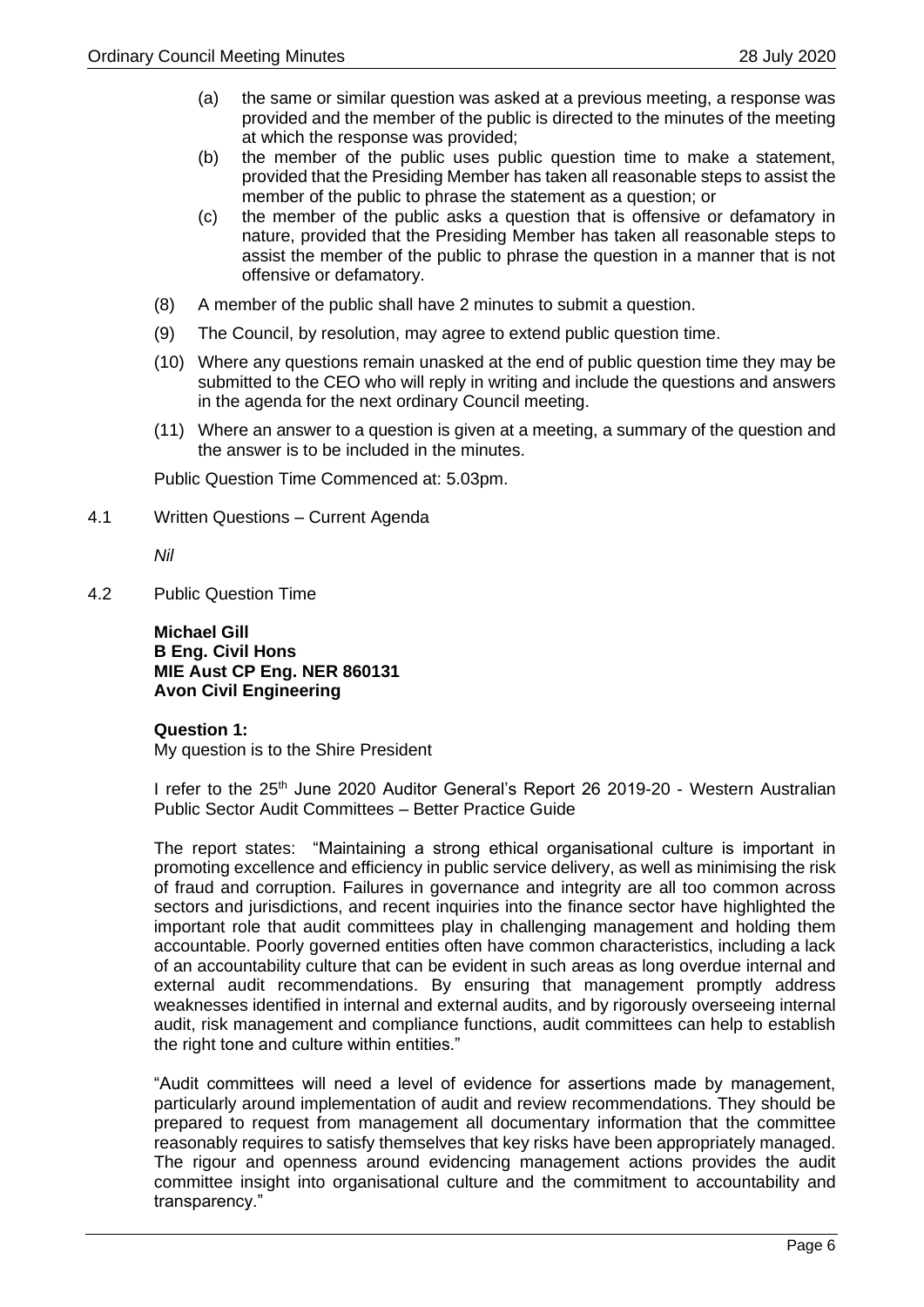(a) the same or similar question was asked at a previous meeting, a response was provided and the member of the public is directed to the minutes of the meeting at which the response was provided;

(b) the member of the public uses public question time to make a statement, provided that the Presiding Member has taken all reasonable steps to assist the member of the public to phrase the statement as a question; or

(c) the member of the public asks a question that is offensive or defamatory in nature, provided that the Presiding Member has taken all reasonable steps to assist the member of the public to phrase the question in a manner that is not offensive or defamatory.

(8) A member of the public shall have 2 minutes to submit a question.

(9) The Council, by resolution, may agree to extend public question time.

(10) Where any questions remain unasked at the end of public question time they may be submitted to the CEO who will reply in writing and include the questions and answers in the agenda for the next ordinary Council meeting.

(11) Where an answer to a question is given at a meeting, a summary of the question and the answer is to be included in the minutes.

Public Question Time Commenced at: 5.03pm.

4.1 Written Questions – Current Agenda

*Nil*

4.2 Public Question Time

**Michael Gill**
**B Eng. Civil Hons**
**MIE Aust CP Eng. NER 860131**
**Avon Civil Engineering**

**Question 1:**
My question is to the Shire President

I refer to the 25th June 2020 Auditor General's Report 26 2019-20 - Western Australian Public Sector Audit Committees – Better Practice Guide

The report states: "Maintaining a strong ethical organisational culture is important in promoting excellence and efficiency in public service delivery, as well as minimising the risk of fraud and corruption. Failures in governance and integrity are all too common across sectors and jurisdictions, and recent inquiries into the finance sector have highlighted the important role that audit committees play in challenging management and holding them accountable. Poorly governed entities often have common characteristics, including a lack of an accountability culture that can be evident in such areas as long overdue internal and external audit recommendations. By ensuring that management promptly address weaknesses identified in internal and external audits, and by rigorously overseeing internal audit, risk management and compliance functions, audit committees can help to establish the right tone and culture within entities."

"Audit committees will need a level of evidence for assertions made by management, particularly around implementation of audit and review recommendations. They should be prepared to request from management all documentary information that the committee reasonably requires to satisfy themselves that key risks have been appropriately managed. The rigour and openness around evidencing management actions provides the audit committee insight into organisational culture and the commitment to accountability and transparency."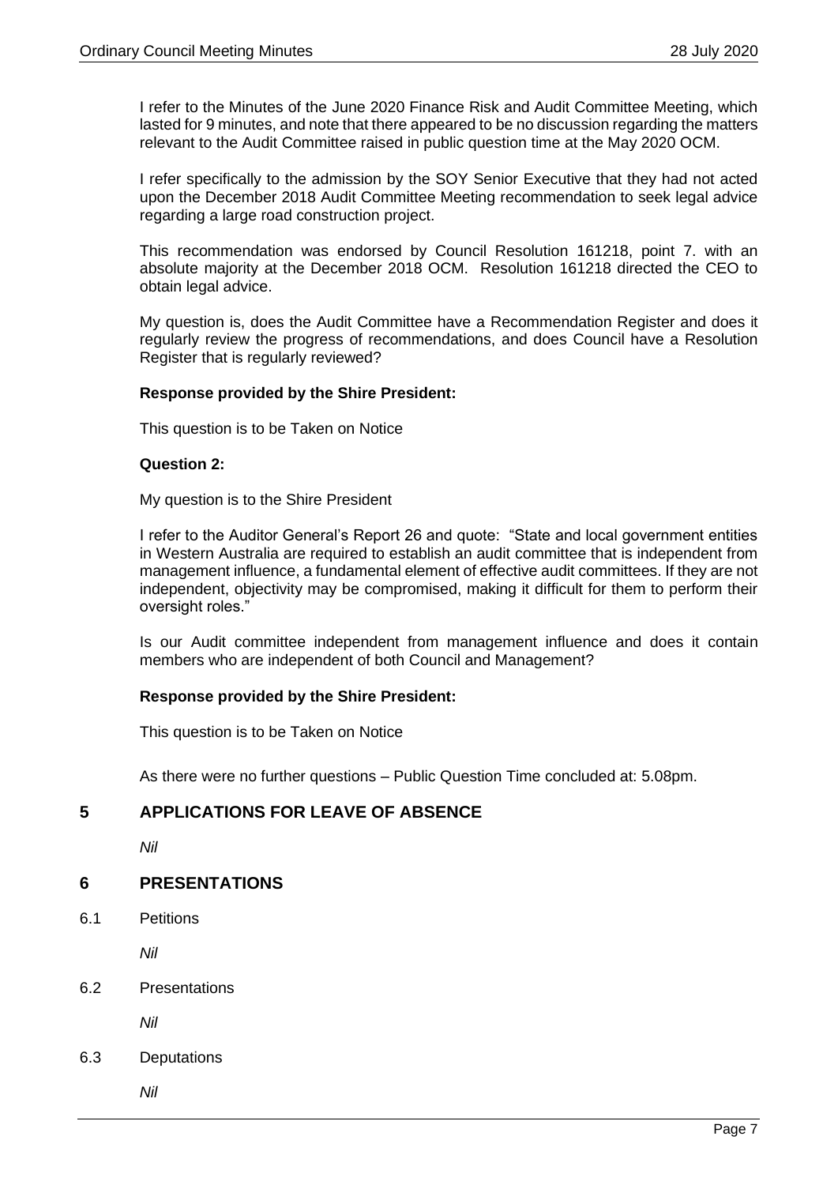I refer to the Minutes of the June 2020 Finance Risk and Audit Committee Meeting, which lasted for 9 minutes, and note that there appeared to be no discussion regarding the matters relevant to the Audit Committee raised in public question time at the May 2020 OCM.

I refer specifically to the admission by the SOY Senior Executive that they had not acted upon the December 2018 Audit Committee Meeting recommendation to seek legal advice regarding a large road construction project.

This recommendation was endorsed by Council Resolution 161218, point 7. with an absolute majority at the December 2018 OCM. Resolution 161218 directed the CEO to obtain legal advice.

My question is, does the Audit Committee have a Recommendation Register and does it regularly review the progress of recommendations, and does Council have a Resolution Register that is regularly reviewed?

**Response provided by the Shire President:**

This question is to be Taken on Notice

**Question 2:**

My question is to the Shire President

I refer to the Auditor General's Report 26 and quote: "State and local government entities in Western Australia are required to establish an audit committee that is independent from management influence, a fundamental element of effective audit committees. If they are not independent, objectivity may be compromised, making it difficult for them to perform their oversight roles."

Is our Audit committee independent from management influence and does it contain members who are independent of both Council and Management?

**Response provided by the Shire President:**

This question is to be Taken on Notice

As there were no further questions – Public Question Time concluded at: 5.08pm.

## 5 APPLICATIONS FOR LEAVE OF ABSENCE

*Nil*

## 6 PRESENTATIONS

6.1 Petitions

*Nil*

6.2 Presentations

*Nil*

6.3 Deputations

*Nil*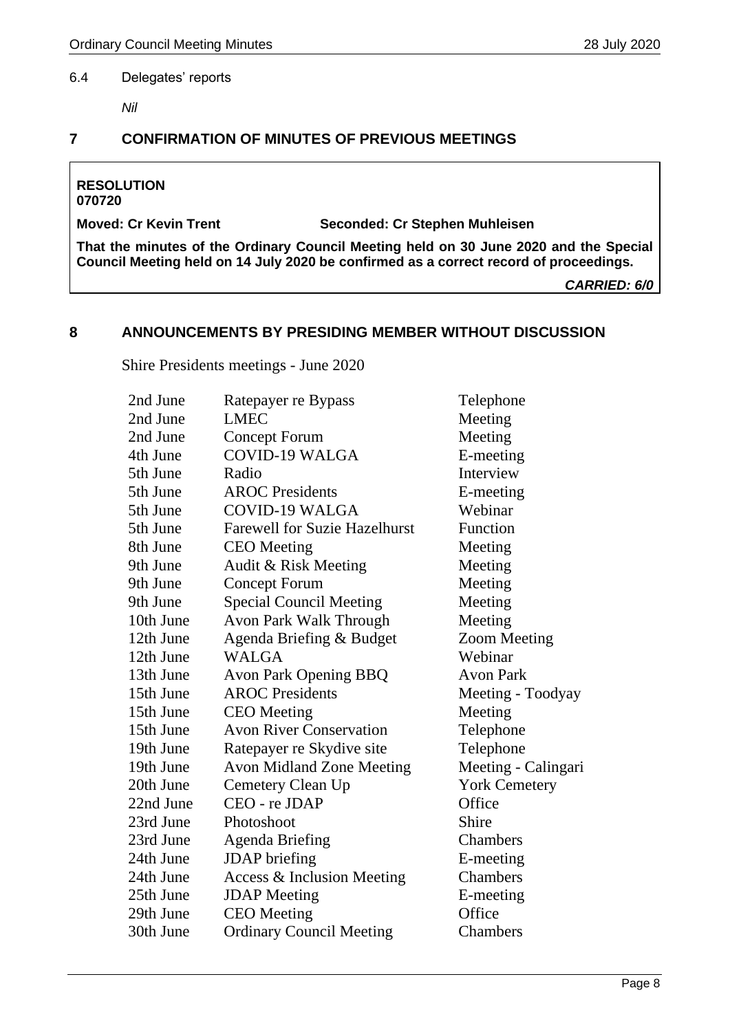6.4 Delegates' reports

*Nil*

## 7 CONFIRMATION OF MINUTES OF PREVIOUS MEETINGS

**RESOLUTION**
**070720**

**Moved: Cr Kevin Trent** **Seconded: Cr Stephen Muhleisen**

**That the minutes of the Ordinary Council Meeting held on 30 June 2020 and the Special Council Meeting held on 14 July 2020 be confirmed as a correct record of proceedings.**

***CARRIED: 6/0***

## 8 ANNOUNCEMENTS BY PRESIDING MEMBER WITHOUT DISCUSSION

Shire Presidents meetings - June 2020

| | | |
|---|---|---|
| 2nd June | Ratepayer re Bypass | Telephone |
| 2nd June | LMEC | Meeting |
| 2nd June | Concept Forum | Meeting |
| 4th June | COVID-19 WALGA | E-meeting |
| 5th June | Radio | Interview |
| 5th June | AROC Presidents | E-meeting |
| 5th June | COVID-19 WALGA | Webinar |
| 5th June | Farewell for Suzie Hazelhurst | Function |
| 8th June | CEO Meeting | Meeting |
| 9th June | Audit & Risk Meeting | Meeting |
| 9th June | Concept Forum | Meeting |
| 9th June | Special Council Meeting | Meeting |
| 10th June | Avon Park Walk Through | Meeting |
| 12th June | Agenda Briefing & Budget | Zoom Meeting |
| 12th June | WALGA | Webinar |
| 13th June | Avon Park Opening BBQ | Avon Park |
| 15th June | AROC Presidents | Meeting - Toodyay |
| 15th June | CEO Meeting | Meeting |
| 15th June | Avon River Conservation | Telephone |
| 19th June | Ratepayer re Skydive site | Telephone |
| 19th June | Avon Midland Zone Meeting | Meeting - Calingari |
| 20th June | Cemetery Clean Up | York Cemetery |
| 22nd June | CEO - re JDAP | Office |
| 23rd June | Photoshoot | Shire |
| 23rd June | Agenda Briefing | Chambers |
| 24th June | JDAP briefing | E-meeting |
| 24th June | Access & Inclusion Meeting | Chambers |
| 25th June | JDAP Meeting | E-meeting |
| 29th June | CEO Meeting | Office |
| 30th June | Ordinary Council Meeting | Chambers |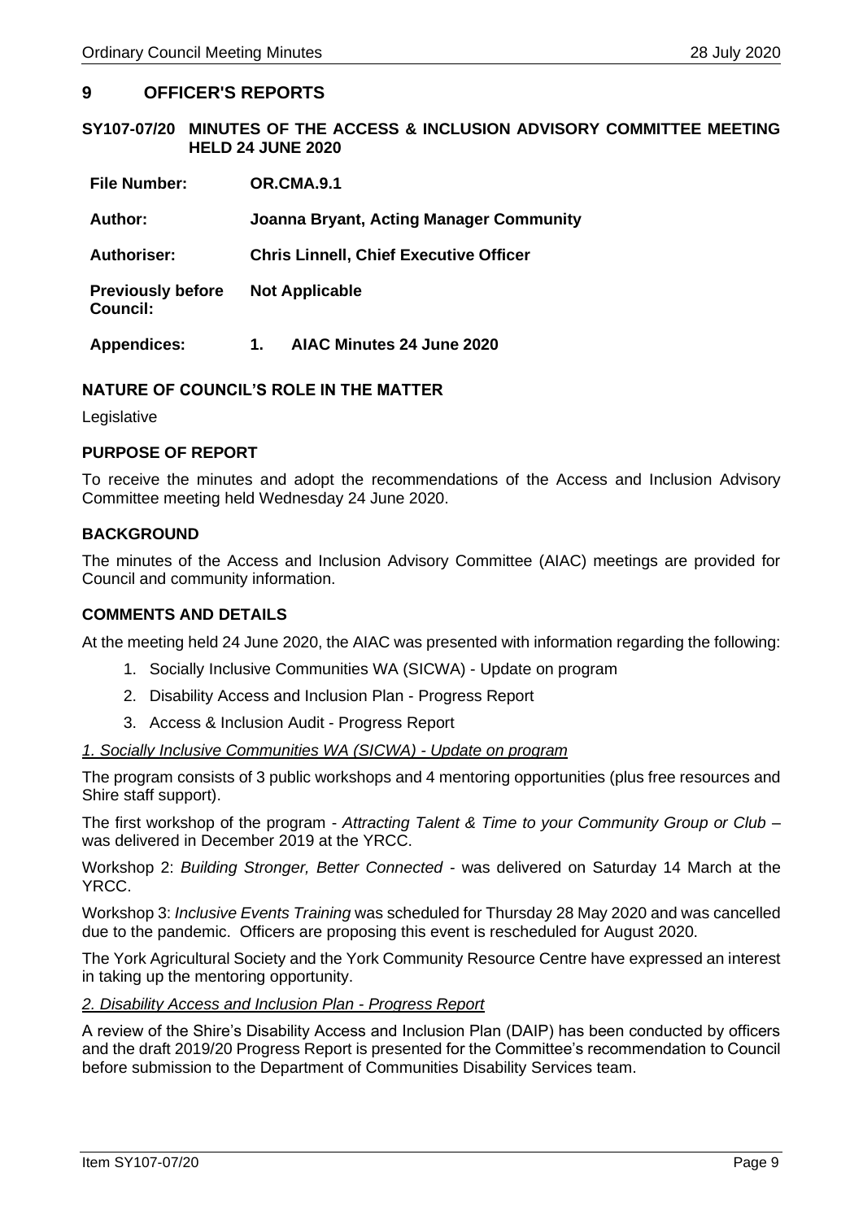## 9 OFFICER'S REPORTS

### SY107-07/20 MINUTES OF THE ACCESS & INCLUSION ADVISORY COMMITTEE MEETING HELD 24 JUNE 2020

| | |
|---|---|
| **File Number:** | **OR.CMA.9.1** |
| **Author:** | **Joanna Bryant, Acting Manager Community** |
| **Authoriser:** | **Chris Linnell, Chief Executive Officer** |
| **Previously before Council:** | **Not Applicable** |
| **Appendices:** | **1. AIAC Minutes 24 June 2020** |

#### NATURE OF COUNCIL'S ROLE IN THE MATTER

Legislative

#### PURPOSE OF REPORT

To receive the minutes and adopt the recommendations of the Access and Inclusion Advisory Committee meeting held Wednesday 24 June 2020.

#### BACKGROUND

The minutes of the Access and Inclusion Advisory Committee (AIAC) meetings are provided for Council and community information.

#### COMMENTS AND DETAILS

At the meeting held 24 June 2020, the AIAC was presented with information regarding the following:

1. Socially Inclusive Communities WA (SICWA) - Update on program
2. Disability Access and Inclusion Plan - Progress Report
3. Access & Inclusion Audit - Progress Report

*1. Socially Inclusive Communities WA (SICWA) - Update on program*

The program consists of 3 public workshops and 4 mentoring opportunities (plus free resources and Shire staff support).

The first workshop of the program - *Attracting Talent & Time to your Community Group or Club* – was delivered in December 2019 at the YRCC.

Workshop 2: *Building Stronger, Better Connected* - was delivered on Saturday 14 March at the YRCC.

Workshop 3: *Inclusive Events Training* was scheduled for Thursday 28 May 2020 and was cancelled due to the pandemic. Officers are proposing this event is rescheduled for August 2020.

The York Agricultural Society and the York Community Resource Centre have expressed an interest in taking up the mentoring opportunity.

*2. Disability Access and Inclusion Plan - Progress Report*

A review of the Shire's Disability Access and Inclusion Plan (DAIP) has been conducted by officers and the draft 2019/20 Progress Report is presented for the Committee's recommendation to Council before submission to the Department of Communities Disability Services team.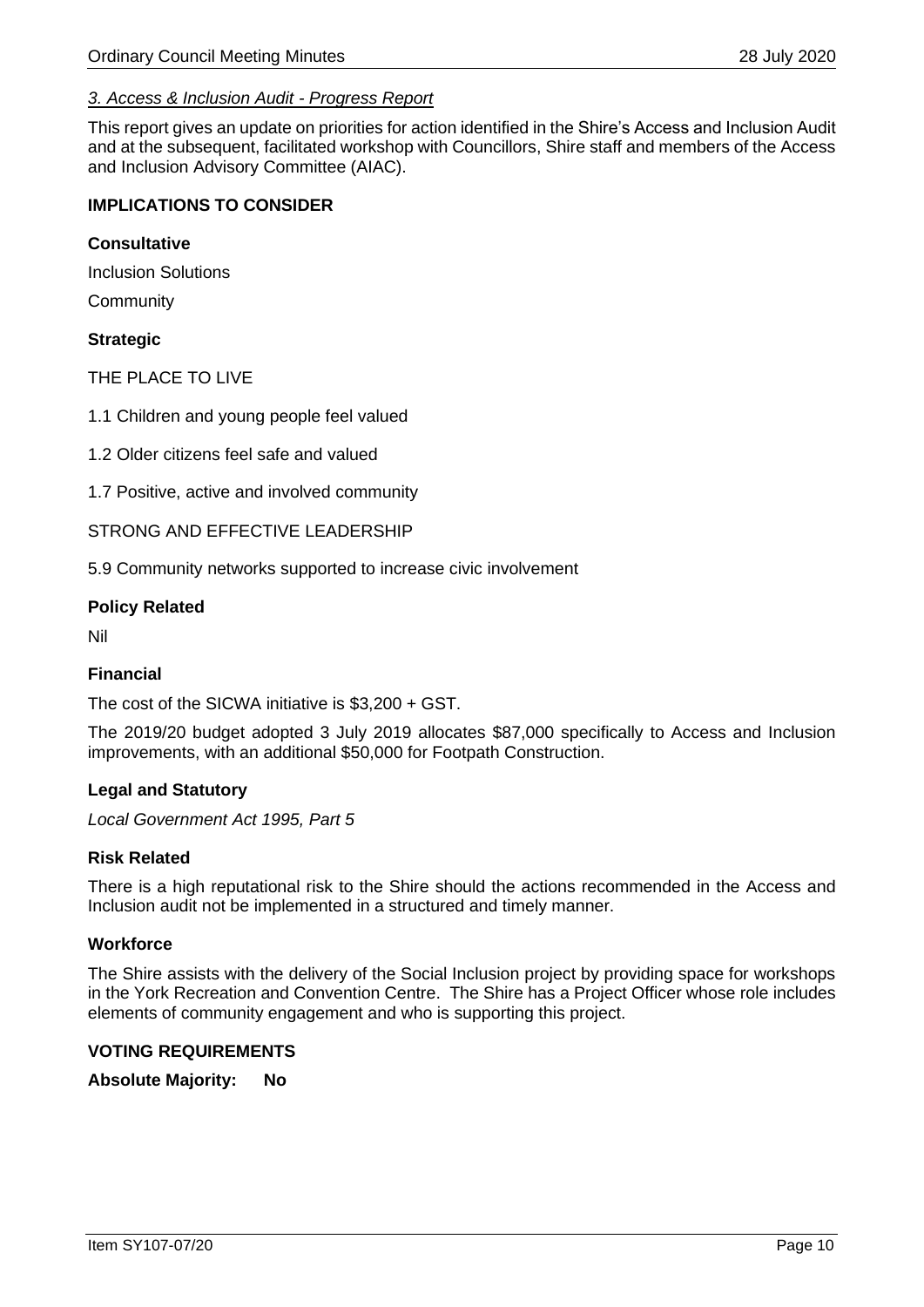*3. Access & Inclusion Audit - Progress Report*

This report gives an update on priorities for action identified in the Shire's Access and Inclusion Audit and at the subsequent, facilitated workshop with Councillors, Shire staff and members of the Access and Inclusion Advisory Committee (AIAC).

**IMPLICATIONS TO CONSIDER**

**Consultative**

Inclusion Solutions

Community

**Strategic**

THE PLACE TO LIVE

1.1 Children and young people feel valued

1.2 Older citizens feel safe and valued

1.7 Positive, active and involved community

STRONG AND EFFECTIVE LEADERSHIP

5.9 Community networks supported to increase civic involvement

**Policy Related**

Nil

**Financial**

The cost of the SICWA initiative is $3,200 + GST.

The 2019/20 budget adopted 3 July 2019 allocates $87,000 specifically to Access and Inclusion improvements, with an additional $50,000 for Footpath Construction.

**Legal and Statutory**

*Local Government Act 1995, Part 5*

**Risk Related**

There is a high reputational risk to the Shire should the actions recommended in the Access and Inclusion audit not be implemented in a structured and timely manner.

**Workforce**

The Shire assists with the delivery of the Social Inclusion project by providing space for workshops in the York Recreation and Convention Centre. The Shire has a Project Officer whose role includes elements of community engagement and who is supporting this project.

**VOTING REQUIREMENTS**

**Absolute Majority: No**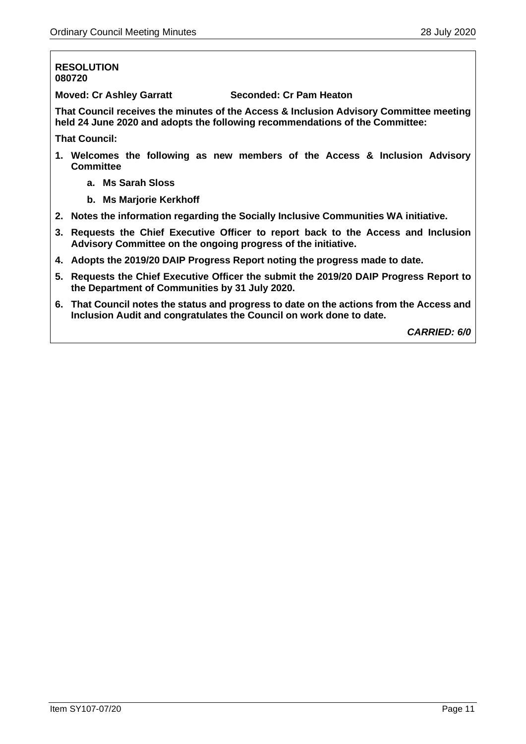**RESOLUTION**
**080720**

**Moved: Cr Ashley Garratt Seconded: Cr Pam Heaton**

**That Council receives the minutes of the Access & Inclusion Advisory Committee meeting held 24 June 2020 and adopts the following recommendations of the Committee:**

**That Council:**

1. **Welcomes the following as new members of the Access & Inclusion Advisory Committee**
   a. **Ms Sarah Sloss**
   b. **Ms Marjorie Kerkhoff**
2. **Notes the information regarding the Socially Inclusive Communities WA initiative.**
3. **Requests the Chief Executive Officer to report back to the Access and Inclusion Advisory Committee on the ongoing progress of the initiative.**
4. **Adopts the 2019/20 DAIP Progress Report noting the progress made to date.**
5. **Requests the Chief Executive Officer the submit the 2019/20 DAIP Progress Report to the Department of Communities by 31 July 2020.**
6. **That Council notes the status and progress to date on the actions from the Access and Inclusion Audit and congratulates the Council on work done to date.**

***CARRIED: 6/0***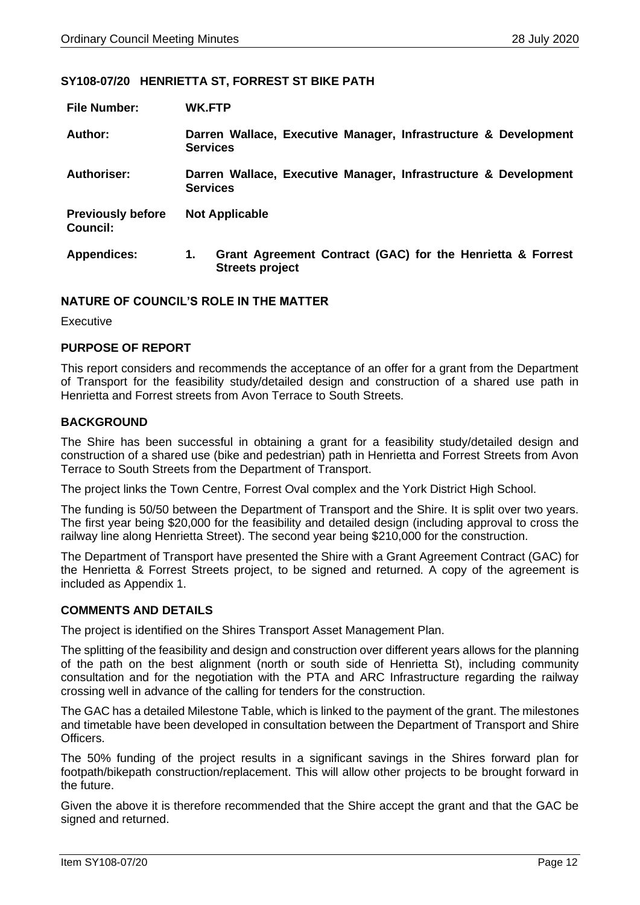## SY108-07/20 HENRIETTA ST, FORREST ST BIKE PATH

| | |
|---|---|
| **File Number:** | **WK.FTP** |
| **Author:** | **Darren Wallace, Executive Manager, Infrastructure & Development Services** |
| **Authoriser:** | **Darren Wallace, Executive Manager, Infrastructure & Development Services** |
| **Previously before Council:** | **Not Applicable** |
| **Appendices:** | **1. Grant Agreement Contract (GAC) for the Henrietta & Forrest Streets project** |

### NATURE OF COUNCIL'S ROLE IN THE MATTER

Executive

### PURPOSE OF REPORT

This report considers and recommends the acceptance of an offer for a grant from the Department of Transport for the feasibility study/detailed design and construction of a shared use path in Henrietta and Forrest streets from Avon Terrace to South Streets.

### BACKGROUND

The Shire has been successful in obtaining a grant for a feasibility study/detailed design and construction of a shared use (bike and pedestrian) path in Henrietta and Forrest Streets from Avon Terrace to South Streets from the Department of Transport.

The project links the Town Centre, Forrest Oval complex and the York District High School.

The funding is 50/50 between the Department of Transport and the Shire. It is split over two years. The first year being $20,000 for the feasibility and detailed design (including approval to cross the railway line along Henrietta Street). The second year being $210,000 for the construction.

The Department of Transport have presented the Shire with a Grant Agreement Contract (GAC) for the Henrietta & Forrest Streets project, to be signed and returned. A copy of the agreement is included as Appendix 1.

### COMMENTS AND DETAILS

The project is identified on the Shires Transport Asset Management Plan.

The splitting of the feasibility and design and construction over different years allows for the planning of the path on the best alignment (north or south side of Henrietta St), including community consultation and for the negotiation with the PTA and ARC Infrastructure regarding the railway crossing well in advance of the calling for tenders for the construction.

The GAC has a detailed Milestone Table, which is linked to the payment of the grant. The milestones and timetable have been developed in consultation between the Department of Transport and Shire Officers.

The 50% funding of the project results in a significant savings in the Shires forward plan for footpath/bikepath construction/replacement. This will allow other projects to be brought forward in the future.

Given the above it is therefore recommended that the Shire accept the grant and that the GAC be signed and returned.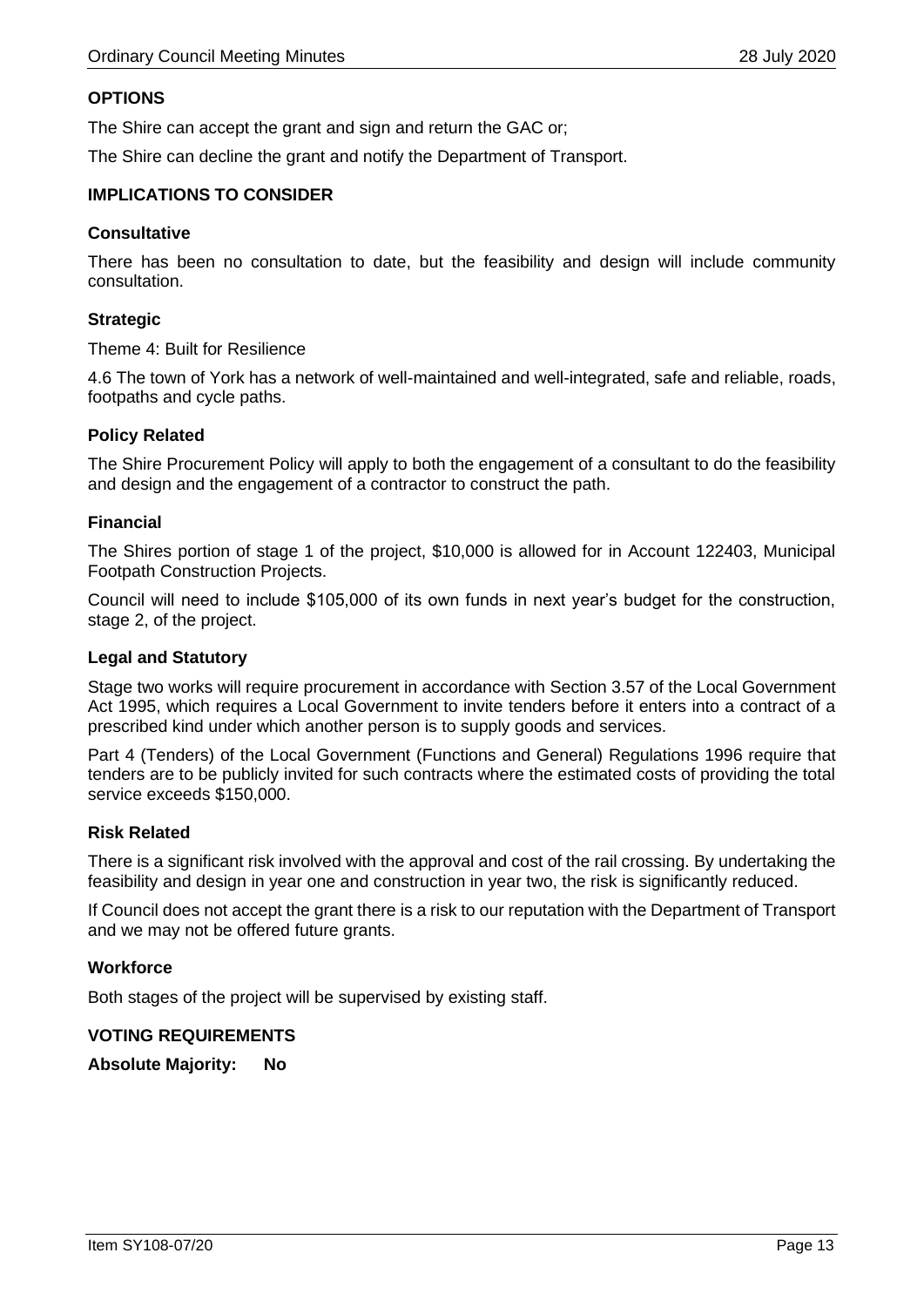## OPTIONS

The Shire can accept the grant and sign and return the GAC or;

The Shire can decline the grant and notify the Department of Transport.

## IMPLICATIONS TO CONSIDER

### Consultative

There has been no consultation to date, but the feasibility and design will include community consultation.

### Strategic

Theme 4: Built for Resilience

4.6 The town of York has a network of well-maintained and well-integrated, safe and reliable, roads, footpaths and cycle paths.

### Policy Related

The Shire Procurement Policy will apply to both the engagement of a consultant to do the feasibility and design and the engagement of a contractor to construct the path.

### Financial

The Shires portion of stage 1 of the project, $10,000 is allowed for in Account 122403, Municipal Footpath Construction Projects.

Council will need to include $105,000 of its own funds in next year's budget for the construction, stage 2, of the project.

### Legal and Statutory

Stage two works will require procurement in accordance with Section 3.57 of the Local Government Act 1995, which requires a Local Government to invite tenders before it enters into a contract of a prescribed kind under which another person is to supply goods and services.

Part 4 (Tenders) of the Local Government (Functions and General) Regulations 1996 require that tenders are to be publicly invited for such contracts where the estimated costs of providing the total service exceeds $150,000.

### Risk Related

There is a significant risk involved with the approval and cost of the rail crossing. By undertaking the feasibility and design in year one and construction in year two, the risk is significantly reduced.

If Council does not accept the grant there is a risk to our reputation with the Department of Transport and we may not be offered future grants.

### Workforce

Both stages of the project will be supervised by existing staff.

## VOTING REQUIREMENTS

**Absolute Majority: No**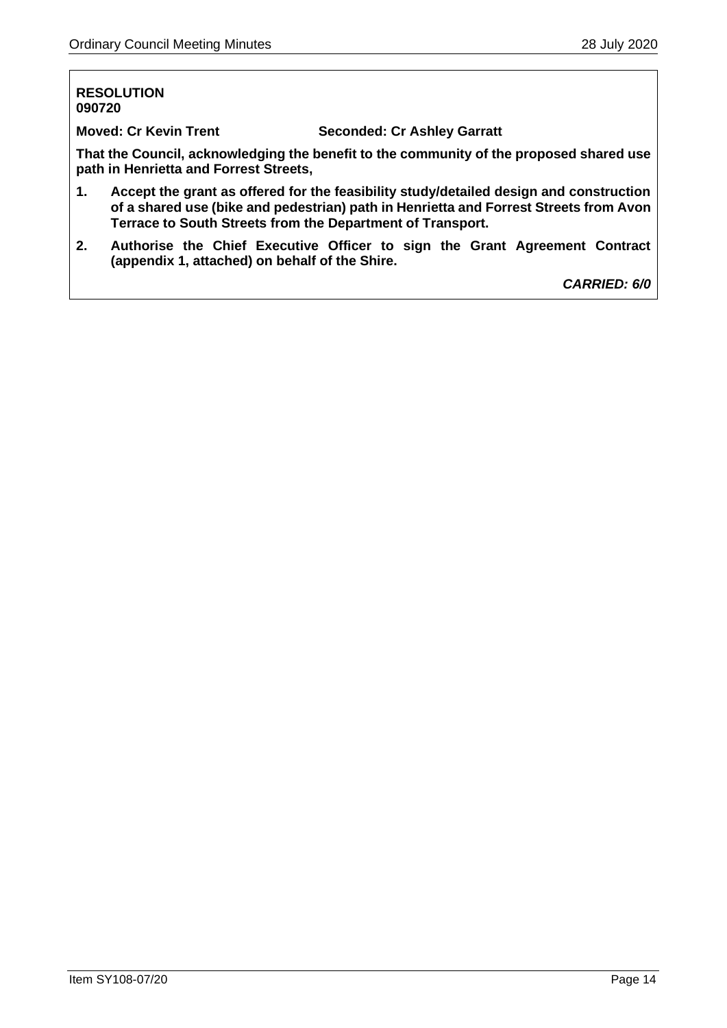**RESOLUTION**
**090720**

**Moved: Cr Kevin Trent** **Seconded: Cr Ashley Garratt**

**That the Council, acknowledging the benefit to the community of the proposed shared use path in Henrietta and Forrest Streets,**

1. **Accept the grant as offered for the feasibility study/detailed design and construction of a shared use (bike and pedestrian) path in Henrietta and Forrest Streets from Avon Terrace to South Streets from the Department of Transport.**
2. **Authorise the Chief Executive Officer to sign the Grant Agreement Contract (appendix 1, attached) on behalf of the Shire.**

***CARRIED: 6/0***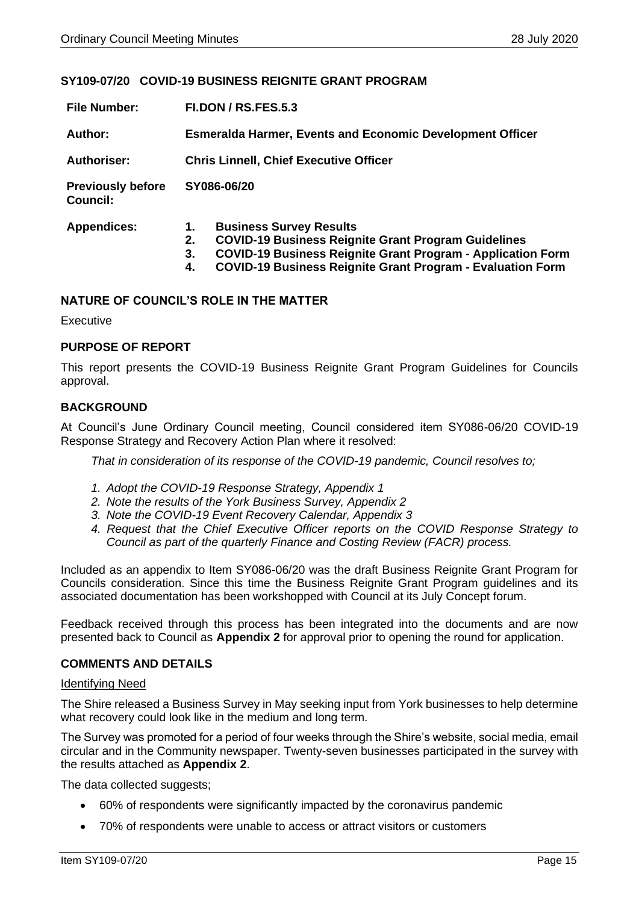## SY109-07/20 COVID-19 BUSINESS REIGNITE GRANT PROGRAM

| | |
|---|---|
| **File Number:** | **FI.DON / RS.FES.5.3** |
| **Author:** | **Esmeralda Harmer, Events and Economic Development Officer** |
| **Authoriser:** | **Chris Linnell, Chief Executive Officer** |
| **Previously before Council:** | **SY086-06/20** |
| **Appendices:** | **1. Business Survey Results**<br>**2. COVID-19 Business Reignite Grant Program Guidelines**<br>**3. COVID-19 Business Reignite Grant Program - Application Form**<br>**4. COVID-19 Business Reignite Grant Program - Evaluation Form** |

### NATURE OF COUNCIL'S ROLE IN THE MATTER

Executive

### PURPOSE OF REPORT

This report presents the COVID-19 Business Reignite Grant Program Guidelines for Councils approval.

### BACKGROUND

At Council's June Ordinary Council meeting, Council considered item SY086-06/20 COVID-19 Response Strategy and Recovery Action Plan where it resolved:

*That in consideration of its response of the COVID-19 pandemic, Council resolves to;*

1. *Adopt the COVID-19 Response Strategy, Appendix 1*
2. *Note the results of the York Business Survey, Appendix 2*
3. *Note the COVID-19 Event Recovery Calendar, Appendix 3*
4. *Request that the Chief Executive Officer reports on the COVID Response Strategy to Council as part of the quarterly Finance and Costing Review (FACR) process.*

Included as an appendix to Item SY086-06/20 was the draft Business Reignite Grant Program for Councils consideration. Since this time the Business Reignite Grant Program guidelines and its associated documentation has been workshopped with Council at its July Concept forum.

Feedback received through this process has been integrated into the documents and are now presented back to Council as **Appendix 2** for approval prior to opening the round for application.

### COMMENTS AND DETAILS

Identifying Need

The Shire released a Business Survey in May seeking input from York businesses to help determine what recovery could look like in the medium and long term.

The Survey was promoted for a period of four weeks through the Shire's website, social media, email circular and in the Community newspaper. Twenty-seven businesses participated in the survey with the results attached as **Appendix 2**.

The data collected suggests;

- 60% of respondents were significantly impacted by the coronavirus pandemic
- 70% of respondents were unable to access or attract visitors or customers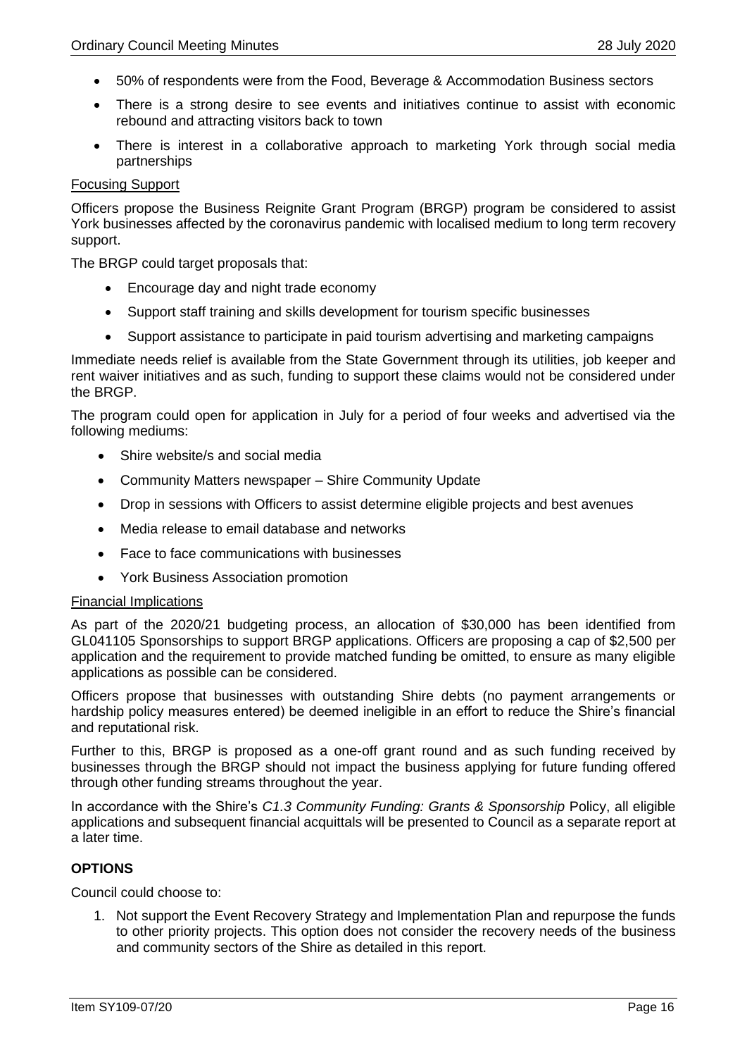- 50% of respondents were from the Food, Beverage & Accommodation Business sectors
- There is a strong desire to see events and initiatives continue to assist with economic rebound and attracting visitors back to town
- There is interest in a collaborative approach to marketing York through social media partnerships

Focusing Support

Officers propose the Business Reignite Grant Program (BRGP) program be considered to assist York businesses affected by the coronavirus pandemic with localised medium to long term recovery support.

The BRGP could target proposals that:

- Encourage day and night trade economy
- Support staff training and skills development for tourism specific businesses
- Support assistance to participate in paid tourism advertising and marketing campaigns

Immediate needs relief is available from the State Government through its utilities, job keeper and rent waiver initiatives and as such, funding to support these claims would not be considered under the BRGP.

The program could open for application in July for a period of four weeks and advertised via the following mediums:

- Shire website/s and social media
- Community Matters newspaper – Shire Community Update
- Drop in sessions with Officers to assist determine eligible projects and best avenues
- Media release to email database and networks
- Face to face communications with businesses
- York Business Association promotion

Financial Implications

As part of the 2020/21 budgeting process, an allocation of $30,000 has been identified from GL041105 Sponsorships to support BRGP applications. Officers are proposing a cap of $2,500 per application and the requirement to provide matched funding be omitted, to ensure as many eligible applications as possible can be considered.

Officers propose that businesses with outstanding Shire debts (no payment arrangements or hardship policy measures entered) be deemed ineligible in an effort to reduce the Shire's financial and reputational risk.

Further to this, BRGP is proposed as a one-off grant round and as such funding received by businesses through the BRGP should not impact the business applying for future funding offered through other funding streams throughout the year.

In accordance with the Shire's *C1.3 Community Funding: Grants & Sponsorship* Policy, all eligible applications and subsequent financial acquittals will be presented to Council as a separate report at a later time.

**OPTIONS**

Council could choose to:

1. Not support the Event Recovery Strategy and Implementation Plan and repurpose the funds to other priority projects. This option does not consider the recovery needs of the business and community sectors of the Shire as detailed in this report.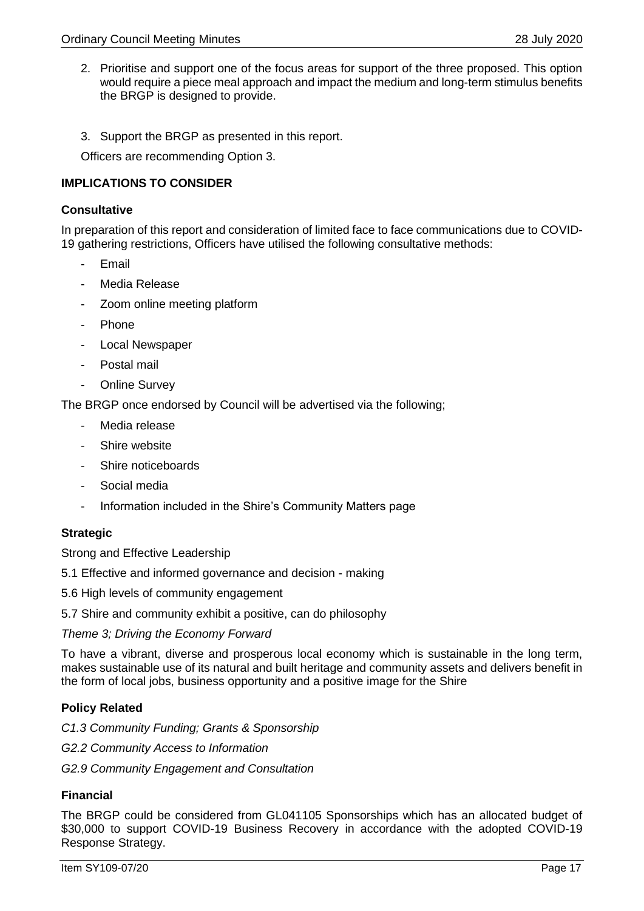2. Prioritise and support one of the focus areas for support of the three proposed. This option would require a piece meal approach and impact the medium and long-term stimulus benefits the BRGP is designed to provide.

3. Support the BRGP as presented in this report.

Officers are recommending Option 3.

## IMPLICATIONS TO CONSIDER

### Consultative

In preparation of this report and consideration of limited face to face communications due to COVID-19 gathering restrictions, Officers have utilised the following consultative methods:

- Email
- Media Release
- Zoom online meeting platform
- Phone
- Local Newspaper
- Postal mail
- Online Survey

The BRGP once endorsed by Council will be advertised via the following;

- Media release
- Shire website
- Shire noticeboards
- Social media
- Information included in the Shire's Community Matters page

### Strategic

Strong and Effective Leadership

5.1 Effective and informed governance and decision - making

5.6 High levels of community engagement

5.7 Shire and community exhibit a positive, can do philosophy

*Theme 3; Driving the Economy Forward*

To have a vibrant, diverse and prosperous local economy which is sustainable in the long term, makes sustainable use of its natural and built heritage and community assets and delivers benefit in the form of local jobs, business opportunity and a positive image for the Shire

### Policy Related

*C1.3 Community Funding; Grants & Sponsorship*

*G2.2 Community Access to Information*

*G2.9 Community Engagement and Consultation*

### Financial

The BRGP could be considered from GL041105 Sponsorships which has an allocated budget of $30,000 to support COVID-19 Business Recovery in accordance with the adopted COVID-19 Response Strategy.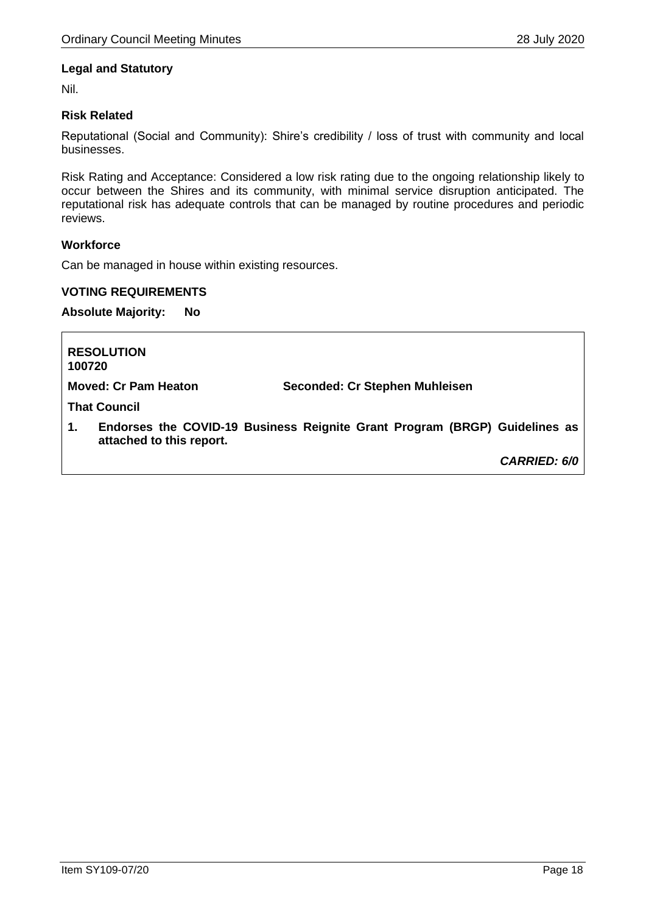**Legal and Statutory**

Nil.

**Risk Related**

Reputational (Social and Community): Shire's credibility / loss of trust with community and local businesses.

Risk Rating and Acceptance: Considered a low risk rating due to the ongoing relationship likely to occur between the Shires and its community, with minimal service disruption anticipated. The reputational risk has adequate controls that can be managed by routine procedures and periodic reviews.

**Workforce**

Can be managed in house within existing resources.

**VOTING REQUIREMENTS**

**Absolute Majority: No**

**RESOLUTION**
**100720**

**Moved: Cr Pam Heaton** **Seconded: Cr Stephen Muhleisen**

**That Council**

1. **Endorses the COVID-19 Business Reignite Grant Program (BRGP) Guidelines as attached to this report.**

***CARRIED: 6/0***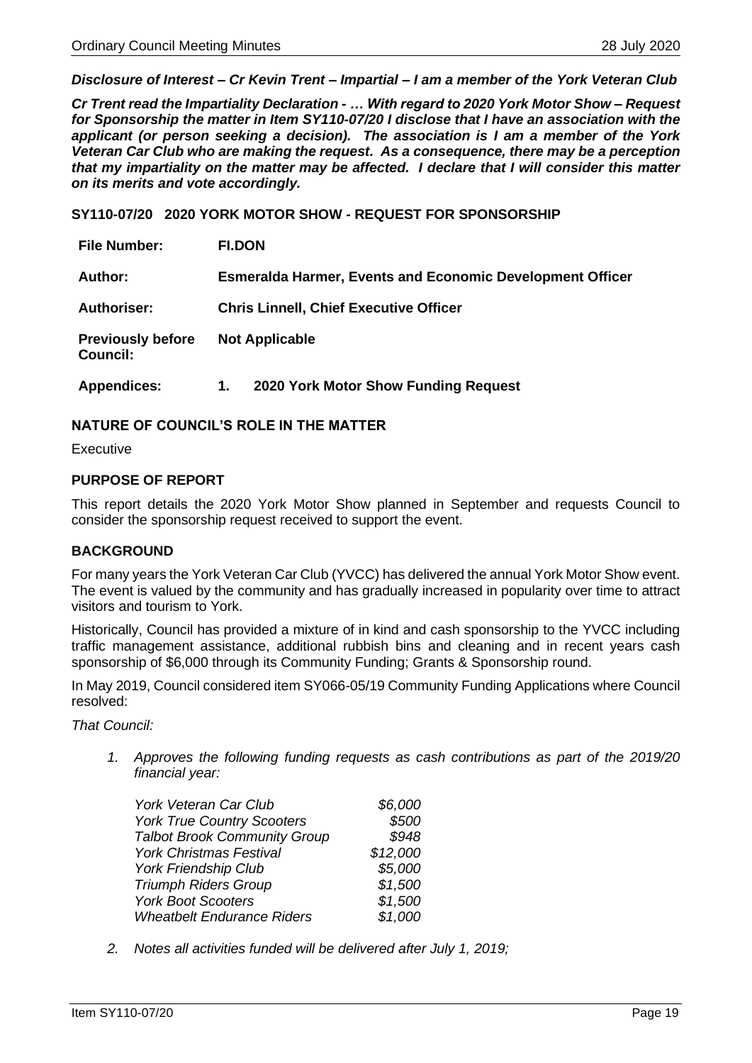***Disclosure of Interest – Cr Kevin Trent – Impartial – I am a member of the York Veteran Club***

***Cr Trent read the Impartiality Declaration - … With regard to 2020 York Motor Show – Request for Sponsorship the matter in Item SY110-07/20 I disclose that I have an association with the applicant (or person seeking a decision). The association is I am a member of the York Veteran Car Club who are making the request. As a consequence, there may be a perception that my impartiality on the matter may be affected. I declare that I will consider this matter on its merits and vote accordingly.***

**SY110-07/20 2020 YORK MOTOR SHOW - REQUEST FOR SPONSORSHIP**

| | |
|---|---|
| **File Number:** | **FI.DON** |
| **Author:** | **Esmeralda Harmer, Events and Economic Development Officer** |
| **Authoriser:** | **Chris Linnell, Chief Executive Officer** |
| **Previously before Council:** | **Not Applicable** |
| **Appendices:** | **1. 2020 York Motor Show Funding Request** |

## NATURE OF COUNCIL'S ROLE IN THE MATTER

Executive

## PURPOSE OF REPORT

This report details the 2020 York Motor Show planned in September and requests Council to consider the sponsorship request received to support the event.

## BACKGROUND

For many years the York Veteran Car Club (YVCC) has delivered the annual York Motor Show event. The event is valued by the community and has gradually increased in popularity over time to attract visitors and tourism to York.

Historically, Council has provided a mixture of in kind and cash sponsorship to the YVCC including traffic management assistance, additional rubbish bins and cleaning and in recent years cash sponsorship of $6,000 through its Community Funding; Grants & Sponsorship round.

In May 2019, Council considered item SY066-05/19 Community Funding Applications where Council resolved:

*That Council:*

1. *Approves the following funding requests as cash contributions as part of the 2019/20 financial year:*

| | |
|---|---|
| *York Veteran Car Club* | *$6,000* |
| *York True Country Scooters* | *$500* |
| *Talbot Brook Community Group* | *$948* |
| *York Christmas Festival* | *$12,000* |
| *York Friendship Club* | *$5,000* |
| *Triumph Riders Group* | *$1,500* |
| *York Boot Scooters* | *$1,500* |
| *Wheatbelt Endurance Riders* | *$1,000* |

2. *Notes all activities funded will be delivered after July 1, 2019;*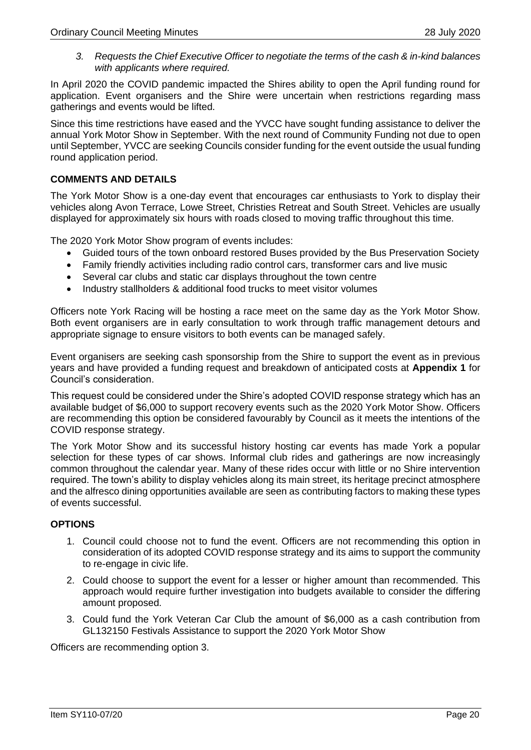3. *Requests the Chief Executive Officer to negotiate the terms of the cash & in-kind balances with applicants where required.*

In April 2020 the COVID pandemic impacted the Shires ability to open the April funding round for application. Event organisers and the Shire were uncertain when restrictions regarding mass gatherings and events would be lifted.

Since this time restrictions have eased and the YVCC have sought funding assistance to deliver the annual York Motor Show in September. With the next round of Community Funding not due to open until September, YVCC are seeking Councils consider funding for the event outside the usual funding round application period.

## COMMENTS AND DETAILS

The York Motor Show is a one-day event that encourages car enthusiasts to York to display their vehicles along Avon Terrace, Lowe Street, Christies Retreat and South Street. Vehicles are usually displayed for approximately six hours with roads closed to moving traffic throughout this time.

The 2020 York Motor Show program of events includes:

- Guided tours of the town onboard restored Buses provided by the Bus Preservation Society
- Family friendly activities including radio control cars, transformer cars and live music
- Several car clubs and static car displays throughout the town centre
- Industry stallholders & additional food trucks to meet visitor volumes

Officers note York Racing will be hosting a race meet on the same day as the York Motor Show. Both event organisers are in early consultation to work through traffic management detours and appropriate signage to ensure visitors to both events can be managed safely.

Event organisers are seeking cash sponsorship from the Shire to support the event as in previous years and have provided a funding request and breakdown of anticipated costs at **Appendix 1** for Council's consideration.

This request could be considered under the Shire's adopted COVID response strategy which has an available budget of $6,000 to support recovery events such as the 2020 York Motor Show. Officers are recommending this option be considered favourably by Council as it meets the intentions of the COVID response strategy.

The York Motor Show and its successful history hosting car events has made York a popular selection for these types of car shows. Informal club rides and gatherings are now increasingly common throughout the calendar year. Many of these rides occur with little or no Shire intervention required. The town's ability to display vehicles along its main street, its heritage precinct atmosphere and the alfresco dining opportunities available are seen as contributing factors to making these types of events successful.

## OPTIONS

1. Council could choose not to fund the event. Officers are not recommending this option in consideration of its adopted COVID response strategy and its aims to support the community to re-engage in civic life.
2. Could choose to support the event for a lesser or higher amount than recommended. This approach would require further investigation into budgets available to consider the differing amount proposed.
3. Could fund the York Veteran Car Club the amount of $6,000 as a cash contribution from GL132150 Festivals Assistance to support the 2020 York Motor Show

Officers are recommending option 3.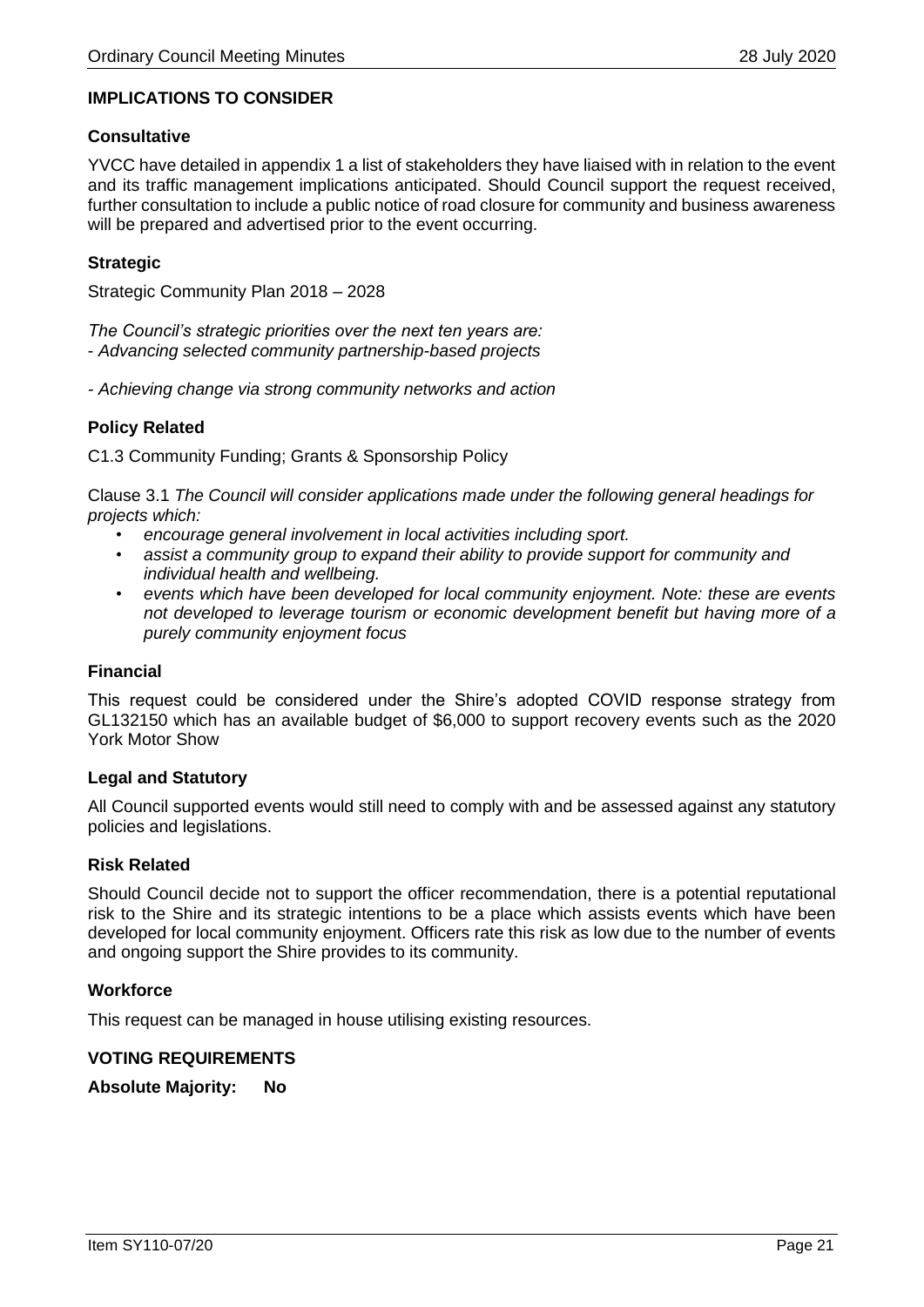**IMPLICATIONS TO CONSIDER**

**Consultative**

YVCC have detailed in appendix 1 a list of stakeholders they have liaised with in relation to the event and its traffic management implications anticipated. Should Council support the request received, further consultation to include a public notice of road closure for community and business awareness will be prepared and advertised prior to the event occurring.

**Strategic**

Strategic Community Plan 2018 – 2028

*The Council's strategic priorities over the next ten years are:*
- *Advancing selected community partnership-based projects*

- *Achieving change via strong community networks and action*

**Policy Related**

C1.3 Community Funding; Grants & Sponsorship Policy

Clause 3.1 *The Council will consider applications made under the following general headings for projects which:*

- *encourage general involvement in local activities including sport.*
- *assist a community group to expand their ability to provide support for community and individual health and wellbeing.*
- *events which have been developed for local community enjoyment. Note: these are events not developed to leverage tourism or economic development benefit but having more of a purely community enjoyment focus*

**Financial**

This request could be considered under the Shire's adopted COVID response strategy from GL132150 which has an available budget of $6,000 to support recovery events such as the 2020 York Motor Show

**Legal and Statutory**

All Council supported events would still need to comply with and be assessed against any statutory policies and legislations.

**Risk Related**

Should Council decide not to support the officer recommendation, there is a potential reputational risk to the Shire and its strategic intentions to be a place which assists events which have been developed for local community enjoyment. Officers rate this risk as low due to the number of events and ongoing support the Shire provides to its community.

**Workforce**

This request can be managed in house utilising existing resources.

**VOTING REQUIREMENTS**

**Absolute Majority: No**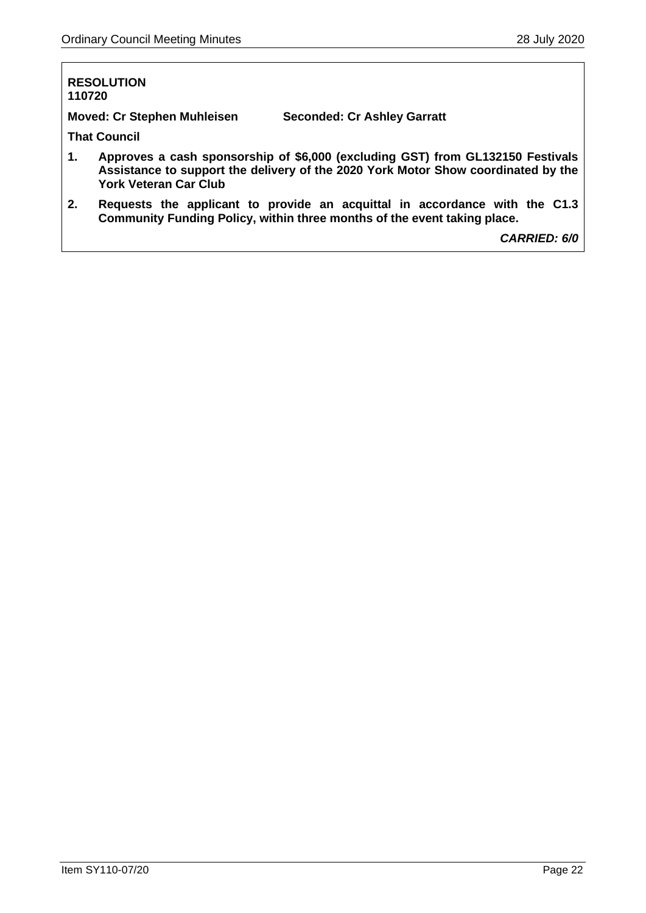**RESOLUTION**
**110720**

**Moved: Cr Stephen Muhleisen** **Seconded: Cr Ashley Garratt**

**That Council**

1. **Approves a cash sponsorship of $6,000 (excluding GST) from GL132150 Festivals Assistance to support the delivery of the 2020 York Motor Show coordinated by the York Veteran Car Club**
2. **Requests the applicant to provide an acquittal in accordance with the C1.3 Community Funding Policy, within three months of the event taking place.**

***CARRIED: 6/0***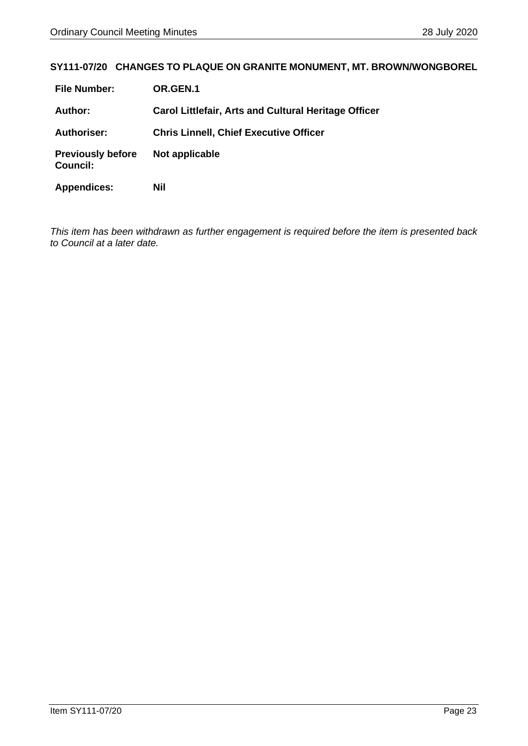## SY111-07/20 CHANGES TO PLAQUE ON GRANITE MONUMENT, MT. BROWN/WONGBOREL

| | |
|---|---|
| **File Number:** | **OR.GEN.1** |
| **Author:** | **Carol Littlefair, Arts and Cultural Heritage Officer** |
| **Authoriser:** | **Chris Linnell, Chief Executive Officer** |
| **Previously before Council:** | **Not applicable** |
| **Appendices:** | **Nil** |

*This item has been withdrawn as further engagement is required before the item is presented back to Council at a later date.*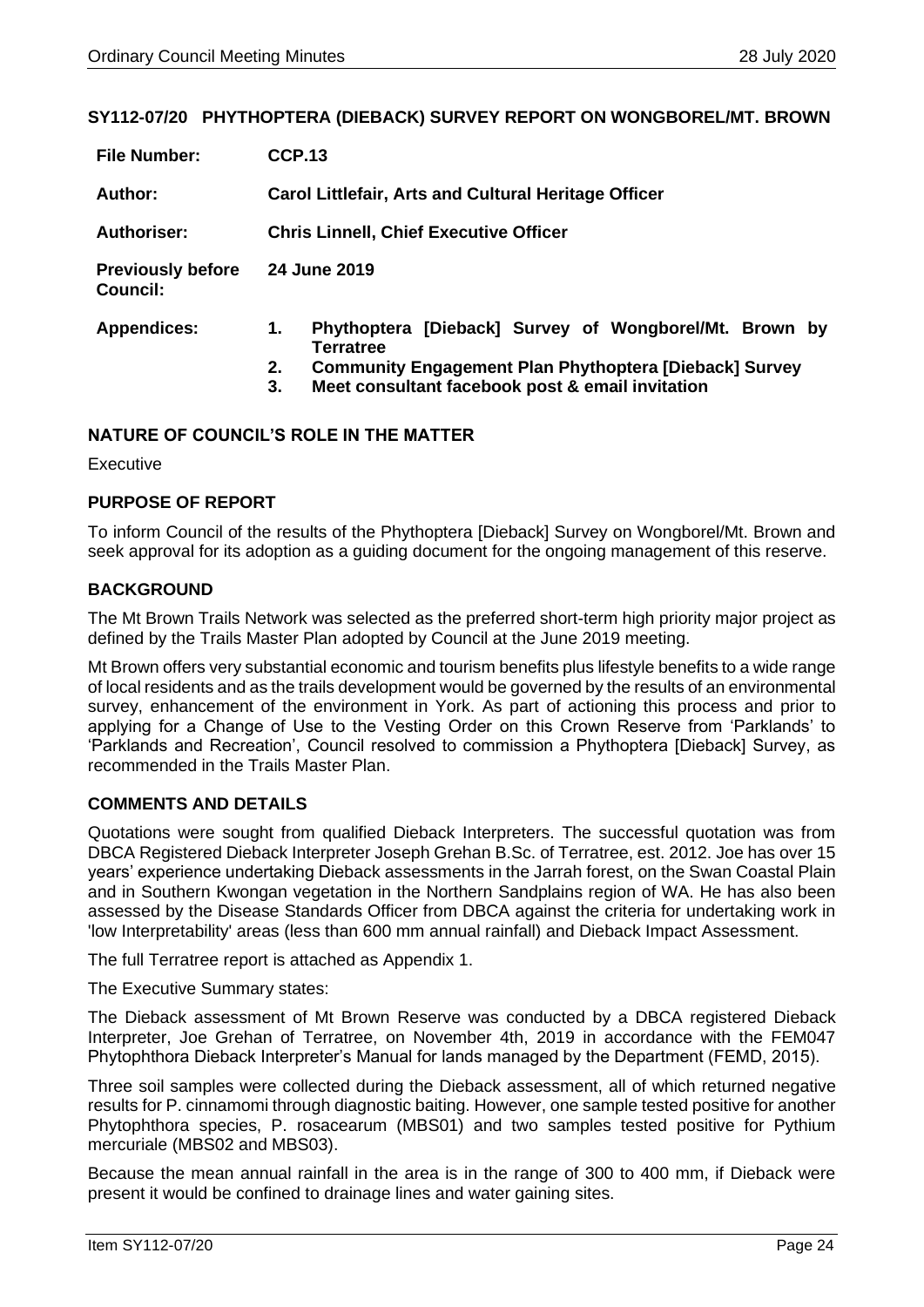## SY112-07/20 PHYTHOPTERA (DIEBACK) SURVEY REPORT ON WONGBOREL/MT. BROWN

| | |
|---|---|
| **File Number:** | **CCP.13** |
| **Author:** | **Carol Littlefair, Arts and Cultural Heritage Officer** |
| **Authoriser:** | **Chris Linnell, Chief Executive Officer** |
| **Previously before Council:** | **24 June 2019** |
| **Appendices:** | **1. Phythoptera [Dieback] Survey of Wongborel/Mt. Brown by Terratree**<br>**2. Community Engagement Plan Phythoptera [Dieback] Survey**<br>**3. Meet consultant facebook post & email invitation** |

### NATURE OF COUNCIL'S ROLE IN THE MATTER

Executive

### PURPOSE OF REPORT

To inform Council of the results of the Phythoptera [Dieback] Survey on Wongborel/Mt. Brown and seek approval for its adoption as a guiding document for the ongoing management of this reserve.

### BACKGROUND

The Mt Brown Trails Network was selected as the preferred short-term high priority major project as defined by the Trails Master Plan adopted by Council at the June 2019 meeting.

Mt Brown offers very substantial economic and tourism benefits plus lifestyle benefits to a wide range of local residents and as the trails development would be governed by the results of an environmental survey, enhancement of the environment in York. As part of actioning this process and prior to applying for a Change of Use to the Vesting Order on this Crown Reserve from 'Parklands' to 'Parklands and Recreation', Council resolved to commission a Phythoptera [Dieback] Survey, as recommended in the Trails Master Plan.

### COMMENTS AND DETAILS

Quotations were sought from qualified Dieback Interpreters. The successful quotation was from DBCA Registered Dieback Interpreter Joseph Grehan B.Sc. of Terratree, est. 2012. Joe has over 15 years' experience undertaking Dieback assessments in the Jarrah forest, on the Swan Coastal Plain and in Southern Kwongan vegetation in the Northern Sandplains region of WA. He has also been assessed by the Disease Standards Officer from DBCA against the criteria for undertaking work in 'low Interpretability' areas (less than 600 mm annual rainfall) and Dieback Impact Assessment.

The full Terratree report is attached as Appendix 1.

The Executive Summary states:

The Dieback assessment of Mt Brown Reserve was conducted by a DBCA registered Dieback Interpreter, Joe Grehan of Terratree, on November 4th, 2019 in accordance with the FEM047 Phytophthora Dieback Interpreter's Manual for lands managed by the Department (FEMD, 2015).

Three soil samples were collected during the Dieback assessment, all of which returned negative results for P. cinnamomi through diagnostic baiting. However, one sample tested positive for another Phytophthora species, P. rosacearum (MBS01) and two samples tested positive for Pythium mercuriale (MBS02 and MBS03).

Because the mean annual rainfall in the area is in the range of 300 to 400 mm, if Dieback were present it would be confined to drainage lines and water gaining sites.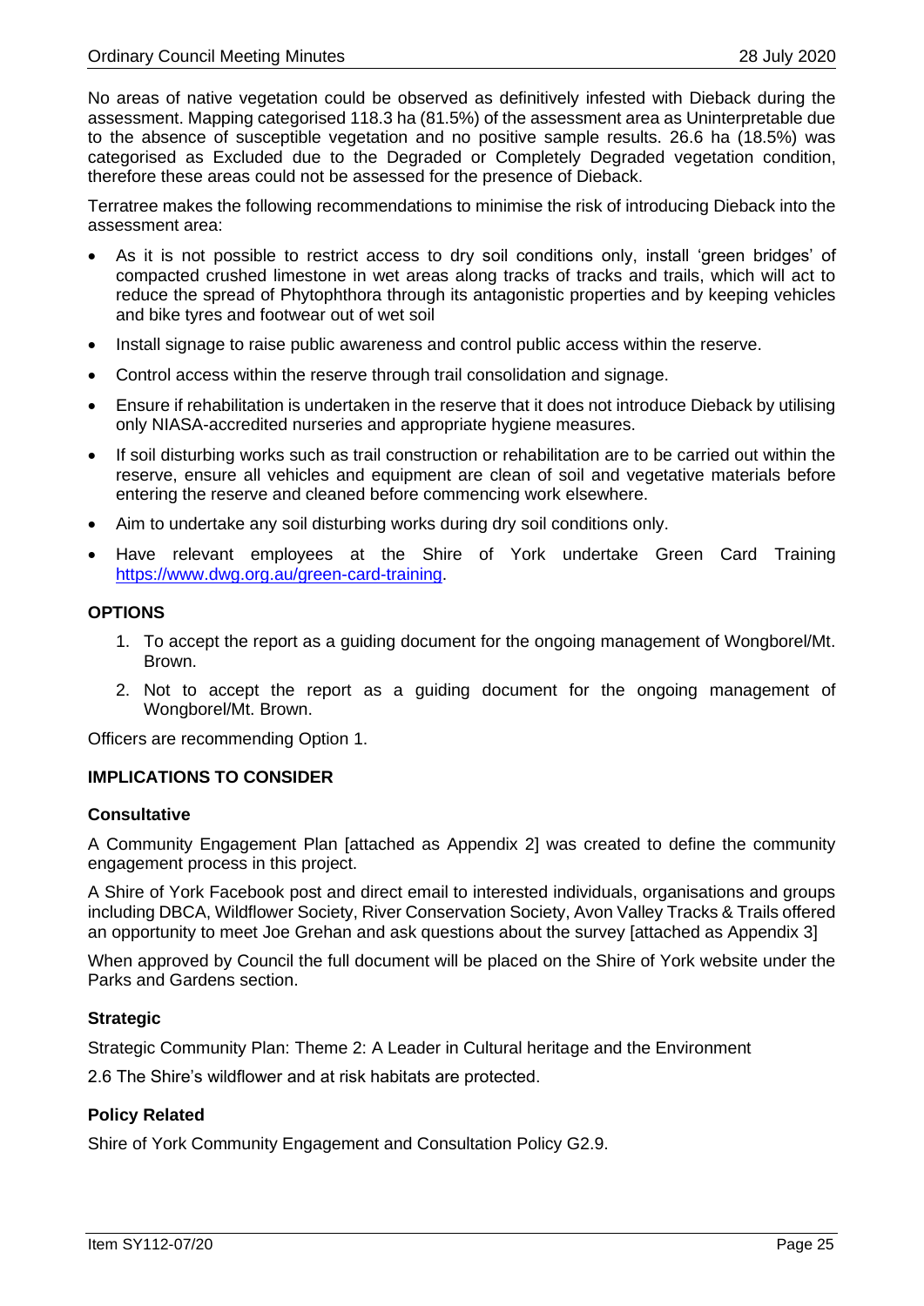No areas of native vegetation could be observed as definitively infested with Dieback during the assessment. Mapping categorised 118.3 ha (81.5%) of the assessment area as Uninterpretable due to the absence of susceptible vegetation and no positive sample results. 26.6 ha (18.5%) was categorised as Excluded due to the Degraded or Completely Degraded vegetation condition, therefore these areas could not be assessed for the presence of Dieback.

Terratree makes the following recommendations to minimise the risk of introducing Dieback into the assessment area:

- As it is not possible to restrict access to dry soil conditions only, install 'green bridges' of compacted crushed limestone in wet areas along tracks of tracks and trails, which will act to reduce the spread of Phytophthora through its antagonistic properties and by keeping vehicles and bike tyres and footwear out of wet soil
- Install signage to raise public awareness and control public access within the reserve.
- Control access within the reserve through trail consolidation and signage.
- Ensure if rehabilitation is undertaken in the reserve that it does not introduce Dieback by utilising only NIASA-accredited nurseries and appropriate hygiene measures.
- If soil disturbing works such as trail construction or rehabilitation are to be carried out within the reserve, ensure all vehicles and equipment are clean of soil and vegetative materials before entering the reserve and cleaned before commencing work elsewhere.
- Aim to undertake any soil disturbing works during dry soil conditions only.
- Have relevant employees at the Shire of York undertake Green Card Training https://www.dwg.org.au/green-card-training.

## OPTIONS

1. To accept the report as a guiding document for the ongoing management of Wongborel/Mt. Brown.
2. Not to accept the report as a guiding document for the ongoing management of Wongborel/Mt. Brown.

Officers are recommending Option 1.

## IMPLICATIONS TO CONSIDER

### Consultative

A Community Engagement Plan [attached as Appendix 2] was created to define the community engagement process in this project.

A Shire of York Facebook post and direct email to interested individuals, organisations and groups including DBCA, Wildflower Society, River Conservation Society, Avon Valley Tracks & Trails offered an opportunity to meet Joe Grehan and ask questions about the survey [attached as Appendix 3]

When approved by Council the full document will be placed on the Shire of York website under the Parks and Gardens section.

### Strategic

Strategic Community Plan: Theme 2: A Leader in Cultural heritage and the Environment

2.6 The Shire's wildflower and at risk habitats are protected.

### Policy Related

Shire of York Community Engagement and Consultation Policy G2.9.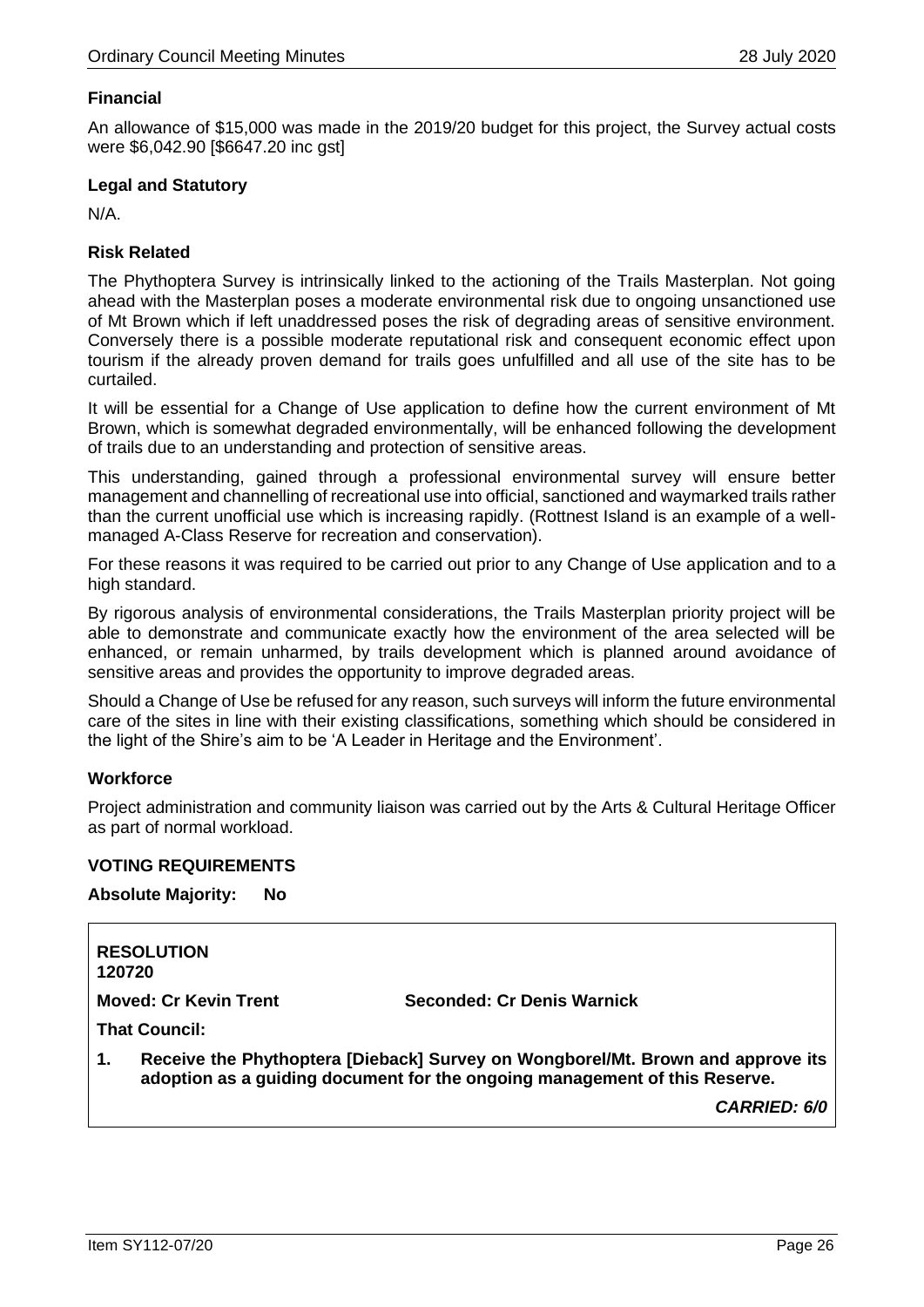### Financial

An allowance of $15,000 was made in the 2019/20 budget for this project, the Survey actual costs were $6,042.90 [$6647.20 inc gst]

### Legal and Statutory

N/A.

### Risk Related

The Phythoptera Survey is intrinsically linked to the actioning of the Trails Masterplan. Not going ahead with the Masterplan poses a moderate environmental risk due to ongoing unsanctioned use of Mt Brown which if left unaddressed poses the risk of degrading areas of sensitive environment. Conversely there is a possible moderate reputational risk and consequent economic effect upon tourism if the already proven demand for trails goes unfulfilled and all use of the site has to be curtailed.

It will be essential for a Change of Use application to define how the current environment of Mt Brown, which is somewhat degraded environmentally, will be enhanced following the development of trails due to an understanding and protection of sensitive areas.

This understanding, gained through a professional environmental survey will ensure better management and channelling of recreational use into official, sanctioned and waymarked trails rather than the current unofficial use which is increasing rapidly. (Rottnest Island is an example of a well-managed A-Class Reserve for recreation and conservation).

For these reasons it was required to be carried out prior to any Change of Use application and to a high standard.

By rigorous analysis of environmental considerations, the Trails Masterplan priority project will be able to demonstrate and communicate exactly how the environment of the area selected will be enhanced, or remain unharmed, by trails development which is planned around avoidance of sensitive areas and provides the opportunity to improve degraded areas.

Should a Change of Use be refused for any reason, such surveys will inform the future environmental care of the sites in line with their existing classifications, something which should be considered in the light of the Shire's aim to be 'A Leader in Heritage and the Environment'.

### Workforce

Project administration and community liaison was carried out by the Arts & Cultural Heritage Officer as part of normal workload.

### VOTING REQUIREMENTS

**Absolute Majority: No**

**RESOLUTION**
**120720**

**Moved: Cr Kevin Trent** **Seconded: Cr Denis Warnick**

**That Council:**

1. **Receive the Phythoptera [Dieback] Survey on Wongborel/Mt. Brown and approve its adoption as a guiding document for the ongoing management of this Reserve.**

***CARRIED: 6/0***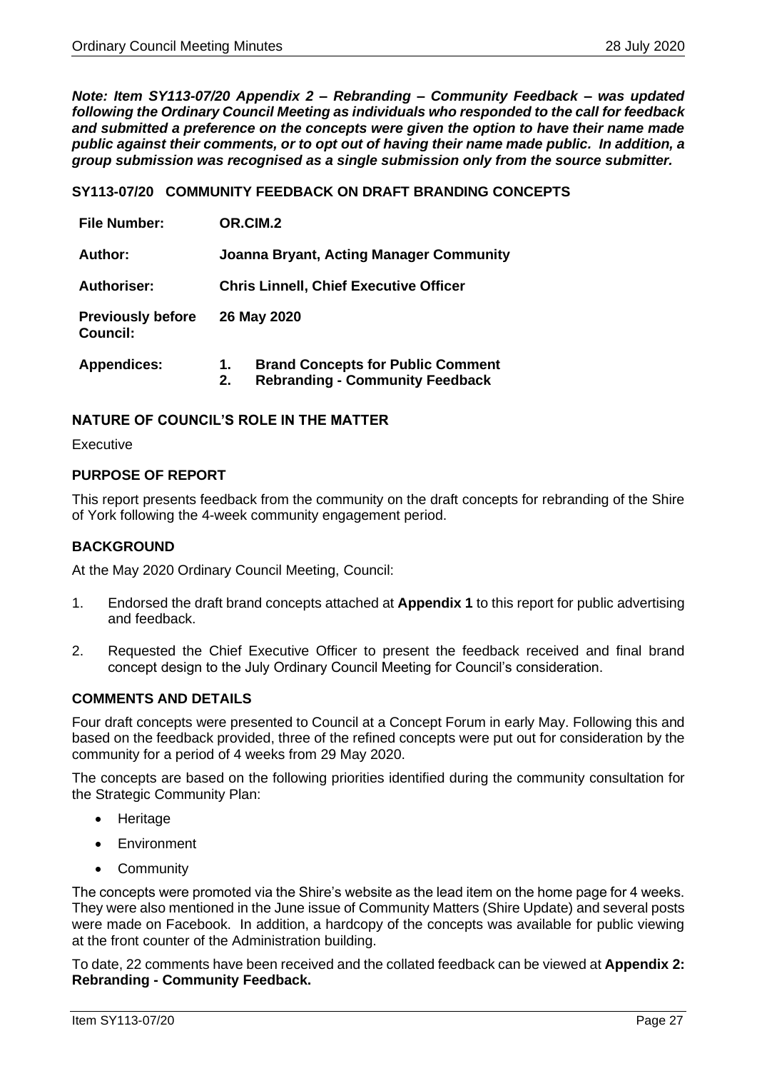***Note: Item SY113-07/20 Appendix 2 – Rebranding – Community Feedback – was updated following the Ordinary Council Meeting as individuals who responded to the call for feedback and submitted a preference on the concepts were given the option to have their name made public against their comments, or to opt out of having their name made public. In addition, a group submission was recognised as a single submission only from the source submitter.***

## SY113-07/20 COMMUNITY FEEDBACK ON DRAFT BRANDING CONCEPTS

| | |
|---|---|
| **File Number:** | **OR.CIM.2** |
| **Author:** | **Joanna Bryant, Acting Manager Community** |
| **Authoriser:** | **Chris Linnell, Chief Executive Officer** |
| **Previously before Council:** | **26 May 2020** |
| **Appendices:** | **1. Brand Concepts for Public Comment**<br>**2. Rebranding - Community Feedback** |

### NATURE OF COUNCIL'S ROLE IN THE MATTER

Executive

### PURPOSE OF REPORT

This report presents feedback from the community on the draft concepts for rebranding of the Shire of York following the 4-week community engagement period.

### BACKGROUND

At the May 2020 Ordinary Council Meeting, Council:

1. Endorsed the draft brand concepts attached at **Appendix 1** to this report for public advertising and feedback.
2. Requested the Chief Executive Officer to present the feedback received and final brand concept design to the July Ordinary Council Meeting for Council's consideration.

### COMMENTS AND DETAILS

Four draft concepts were presented to Council at a Concept Forum in early May. Following this and based on the feedback provided, three of the refined concepts were put out for consideration by the community for a period of 4 weeks from 29 May 2020.

The concepts are based on the following priorities identified during the community consultation for the Strategic Community Plan:

- Heritage
- Environment
- Community

The concepts were promoted via the Shire's website as the lead item on the home page for 4 weeks. They were also mentioned in the June issue of Community Matters (Shire Update) and several posts were made on Facebook. In addition, a hardcopy of the concepts was available for public viewing at the front counter of the Administration building.

To date, 22 comments have been received and the collated feedback can be viewed at **Appendix 2: Rebranding - Community Feedback.**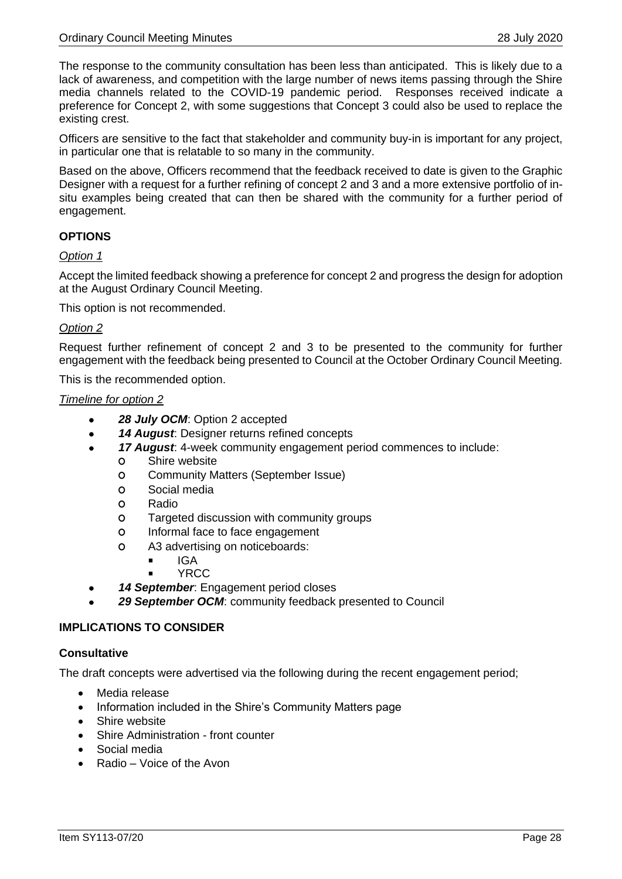The response to the community consultation has been less than anticipated. This is likely due to a lack of awareness, and competition with the large number of news items passing through the Shire media channels related to the COVID-19 pandemic period. Responses received indicate a preference for Concept 2, with some suggestions that Concept 3 could also be used to replace the existing crest.

Officers are sensitive to the fact that stakeholder and community buy-in is important for any project, in particular one that is relatable to so many in the community.

Based on the above, Officers recommend that the feedback received to date is given to the Graphic Designer with a request for a further refining of concept 2 and 3 and a more extensive portfolio of in-situ examples being created that can then be shared with the community for a further period of engagement.

## OPTIONS

*Option 1*

Accept the limited feedback showing a preference for concept 2 and progress the design for adoption at the August Ordinary Council Meeting.

This option is not recommended.

*Option 2*

Request further refinement of concept 2 and 3 to be presented to the community for further engagement with the feedback being presented to Council at the October Ordinary Council Meeting.

This is the recommended option.

*Timeline for option 2*

- ***28 July OCM***: Option 2 accepted
- ***14 August***: Designer returns refined concepts
- ***17 August***: 4-week community engagement period commences to include:
    - Shire website
    - Community Matters (September Issue)
    - Social media
    - Radio
    - Targeted discussion with community groups
    - Informal face to face engagement
    - A3 advertising on noticeboards:
        - IGA
        - YRCC
- ***14 September***: Engagement period closes
- ***29 September OCM***: community feedback presented to Council

## IMPLICATIONS TO CONSIDER

### Consultative

The draft concepts were advertised via the following during the recent engagement period;

- Media release
- Information included in the Shire's Community Matters page
- Shire website
- Shire Administration - front counter
- Social media
- Radio – Voice of the Avon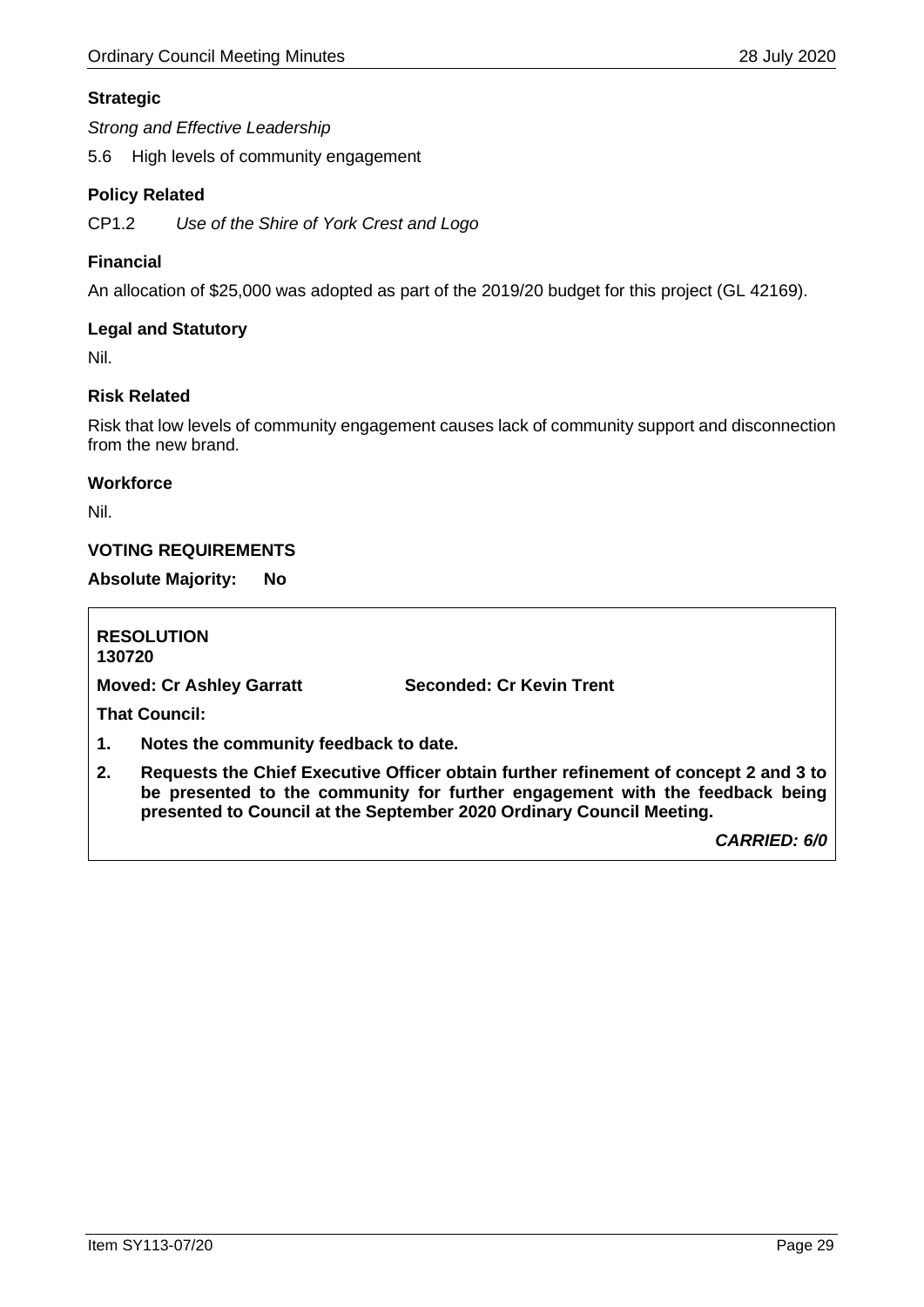### Strategic

*Strong and Effective Leadership*

5.6 High levels of community engagement

### Policy Related

CP1.2 *Use of the Shire of York Crest and Logo*

### Financial

An allocation of $25,000 was adopted as part of the 2019/20 budget for this project (GL 42169).

### Legal and Statutory

Nil.

### Risk Related

Risk that low levels of community engagement causes lack of community support and disconnection from the new brand.

### Workforce

Nil.

## VOTING REQUIREMENTS

**Absolute Majority: No**

**RESOLUTION**
**130720**

**Moved: Cr Ashley Garratt** **Seconded: Cr Kevin Trent**

**That Council:**

1. **Notes the community feedback to date.**
2. **Requests the Chief Executive Officer obtain further refinement of concept 2 and 3 to be presented to the community for further engagement with the feedback being presented to Council at the September 2020 Ordinary Council Meeting.**

***CARRIED: 6/0***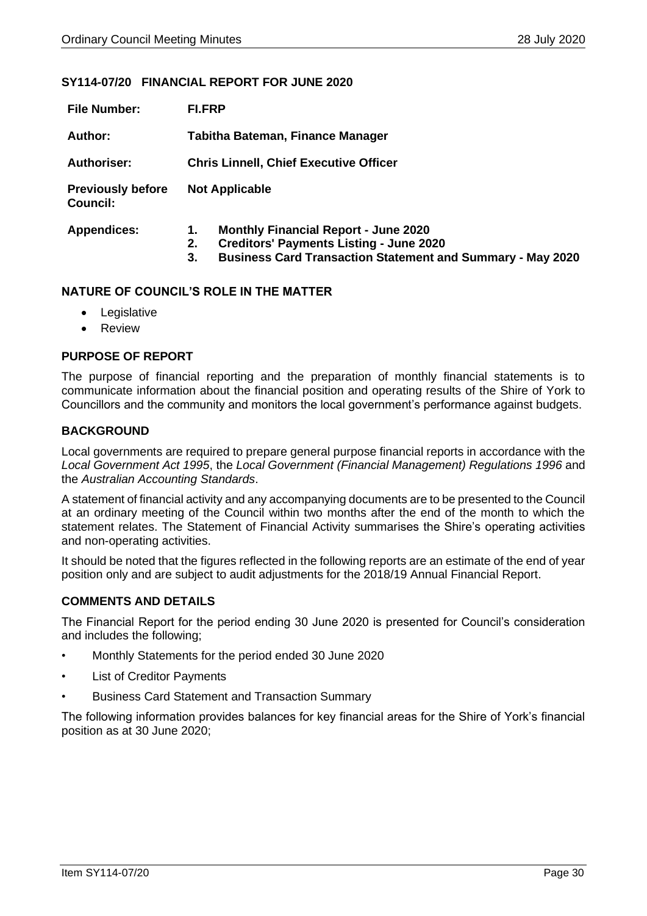## SY114-07/20 FINANCIAL REPORT FOR JUNE 2020

| | |
|---|---|
| **File Number:** | **FI.FRP** |
| **Author:** | **Tabitha Bateman, Finance Manager** |
| **Authoriser:** | **Chris Linnell, Chief Executive Officer** |
| **Previously before Council:** | **Not Applicable** |
| **Appendices:** | **1. Monthly Financial Report - June 2020**<br>**2. Creditors' Payments Listing - June 2020**<br>**3. Business Card Transaction Statement and Summary - May 2020** |

### NATURE OF COUNCIL'S ROLE IN THE MATTER

- Legislative
- Review

### PURPOSE OF REPORT

The purpose of financial reporting and the preparation of monthly financial statements is to communicate information about the financial position and operating results of the Shire of York to Councillors and the community and monitors the local government's performance against budgets.

### BACKGROUND

Local governments are required to prepare general purpose financial reports in accordance with the *Local Government Act 1995*, the *Local Government (Financial Management) Regulations 1996* and the *Australian Accounting Standards*.

A statement of financial activity and any accompanying documents are to be presented to the Council at an ordinary meeting of the Council within two months after the end of the month to which the statement relates. The Statement of Financial Activity summarises the Shire's operating activities and non-operating activities.

It should be noted that the figures reflected in the following reports are an estimate of the end of year position only and are subject to audit adjustments for the 2018/19 Annual Financial Report.

### COMMENTS AND DETAILS

The Financial Report for the period ending 30 June 2020 is presented for Council's consideration and includes the following;

- Monthly Statements for the period ended 30 June 2020
- List of Creditor Payments
- Business Card Statement and Transaction Summary

The following information provides balances for key financial areas for the Shire of York's financial position as at 30 June 2020;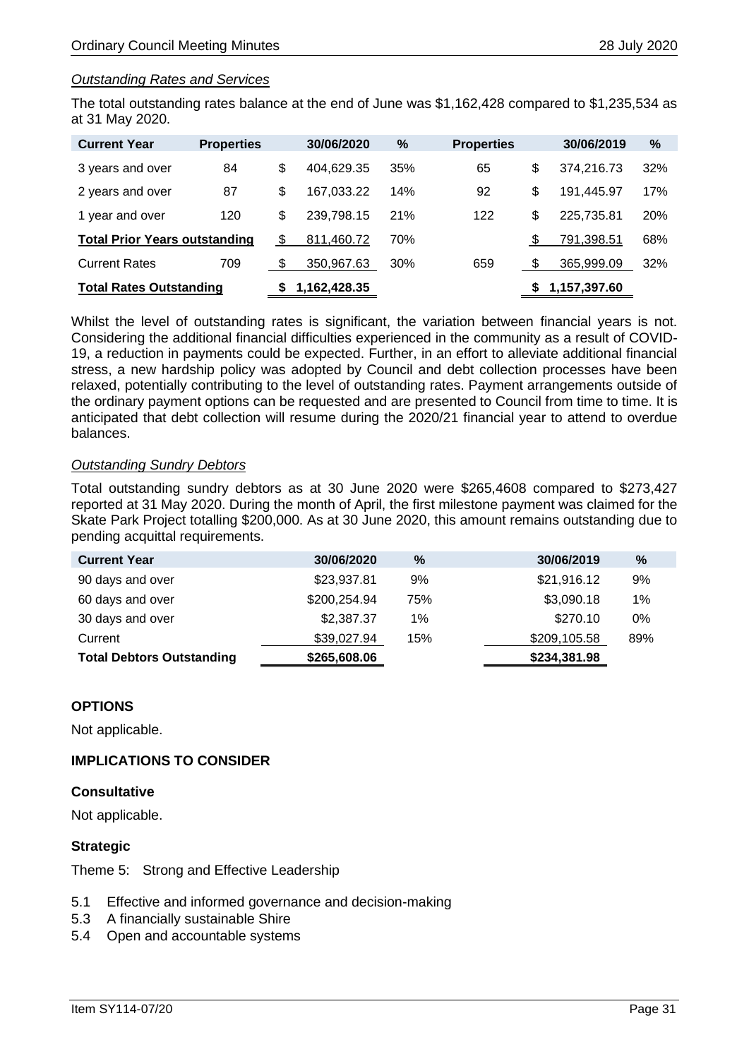*Outstanding Rates and Services*

The total outstanding rates balance at the end of June was $1,162,428 compared to $1,235,534 as at 31 May 2020.

| Current Year | Properties | 30/06/2020 | % | Properties | 30/06/2019 | % |
|---|---|---|---|---|---|---|
| 3 years and over | 84 | $ 404,629.35 | 35% | 65 | $ 374,216.73 | 32% |
| 2 years and over | 87 | $ 167,033.22 | 14% | 92 | $ 191,445.97 | 17% |
| 1 year and over | 120 | $ 239,798.15 | 21% | 122 | $ 225,735.81 | 20% |
| **Total Prior Years outstanding** | | $ 811,460.72 | 70% | | $ 791,398.51 | 68% |
| Current Rates | 709 | $ 350,967.63 | 30% | 659 | $ 365,999.09 | 32% |
| **Total Rates Outstanding** | | **$ 1,162,428.35** | | | **$ 1,157,397.60** | |

Whilst the level of outstanding rates is significant, the variation between financial years is not. Considering the additional financial difficulties experienced in the community as a result of COVID-19, a reduction in payments could be expected. Further, in an effort to alleviate additional financial stress, a new hardship policy was adopted by Council and debt collection processes have been relaxed, potentially contributing to the level of outstanding rates. Payment arrangements outside of the ordinary payment options can be requested and are presented to Council from time to time. It is anticipated that debt collection will resume during the 2020/21 financial year to attend to overdue balances.

*Outstanding Sundry Debtors*

Total outstanding sundry debtors as at 30 June 2020 were $265,4608 compared to $273,427 reported at 31 May 2020. During the month of April, the first milestone payment was claimed for the Skate Park Project totalling $200,000. As at 30 June 2020, this amount remains outstanding due to pending acquittal requirements.

| Current Year | 30/06/2020 | % | 30/06/2019 | % |
|---|---|---|---|---|
| 90 days and over | $23,937.81 | 9% | $21,916.12 | 9% |
| 60 days and over | $200,254.94 | 75% | $3,090.18 | 1% |
| 30 days and over | $2,387.37 | 1% | $270.10 | 0% |
| Current | $39,027.94 | 15% | $209,105.58 | 89% |
| **Total Debtors Outstanding** | **$265,608.06** | | **$234,381.98** | |

## OPTIONS

Not applicable.

## IMPLICATIONS TO CONSIDER

### Consultative

Not applicable.

### Strategic

Theme 5: Strong and Effective Leadership

- 5.1 Effective and informed governance and decision-making
- 5.3 A financially sustainable Shire
- 5.4 Open and accountable systems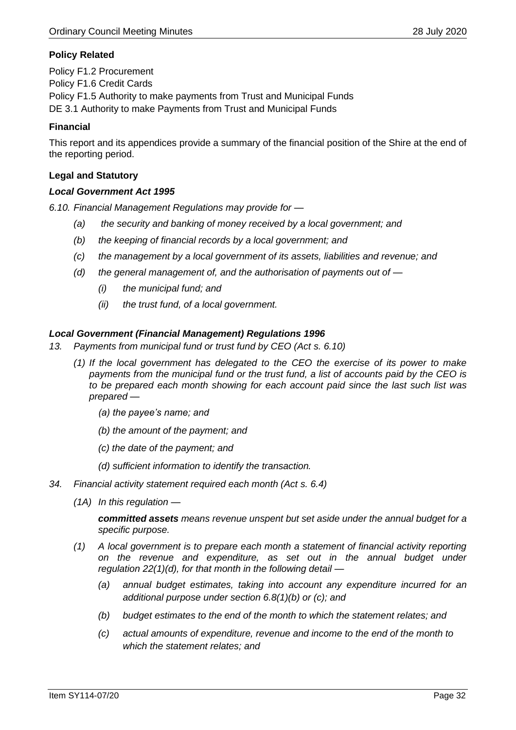**Policy Related**

Policy F1.2 Procurement
Policy F1.6 Credit Cards
Policy F1.5 Authority to make payments from Trust and Municipal Funds
DE 3.1 Authority to make Payments from Trust and Municipal Funds

**Financial**

This report and its appendices provide a summary of the financial position of the Shire at the end of the reporting period.

**Legal and Statutory**

***Local Government Act 1995***

*6.10. Financial Management Regulations may provide for —*

*(a) the security and banking of money received by a local government; and*

*(b) the keeping of financial records by a local government; and*

*(c) the management by a local government of its assets, liabilities and revenue; and*

*(d) the general management of, and the authorisation of payments out of —*

*(i) the municipal fund; and*

*(ii) the trust fund, of a local government.*

***Local Government (Financial Management) Regulations 1996***

*13. Payments from municipal fund or trust fund by CEO (Act s. 6.10)*

*(1) If the local government has delegated to the CEO the exercise of its power to make payments from the municipal fund or the trust fund, a list of accounts paid by the CEO is to be prepared each month showing for each account paid since the last such list was prepared —*

*(a) the payee's name; and*

*(b) the amount of the payment; and*

*(c) the date of the payment; and*

*(d) sufficient information to identify the transaction.*

*34. Financial activity statement required each month (Act s. 6.4)*

*(1A) In this regulation —*

***committed assets*** *means revenue unspent but set aside under the annual budget for a specific purpose.*

*(1) A local government is to prepare each month a statement of financial activity reporting on the revenue and expenditure, as set out in the annual budget under regulation 22(1)(d), for that month in the following detail —*

*(a) annual budget estimates, taking into account any expenditure incurred for an additional purpose under section 6.8(1)(b) or (c); and*

*(b) budget estimates to the end of the month to which the statement relates; and*

*(c) actual amounts of expenditure, revenue and income to the end of the month to which the statement relates; and*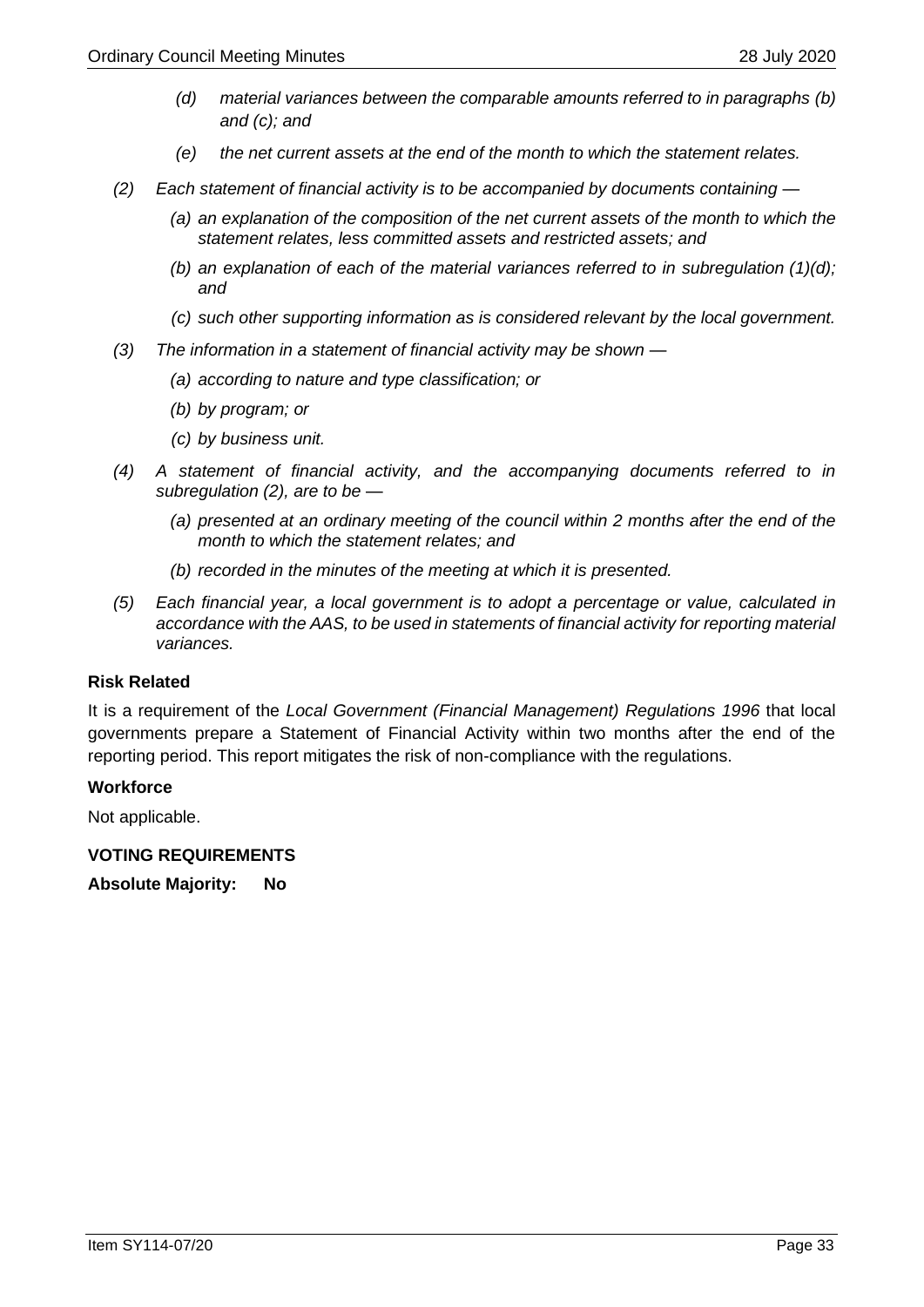*(d) material variances between the comparable amounts referred to in paragraphs (b) and (c); and*

*(e) the net current assets at the end of the month to which the statement relates.*

*(2) Each statement of financial activity is to be accompanied by documents containing —*

*(a) an explanation of the composition of the net current assets of the month to which the statement relates, less committed assets and restricted assets; and*

*(b) an explanation of each of the material variances referred to in subregulation (1)(d); and*

*(c) such other supporting information as is considered relevant by the local government.*

*(3) The information in a statement of financial activity may be shown —*

*(a) according to nature and type classification; or*

*(b) by program; or*

*(c) by business unit.*

*(4) A statement of financial activity, and the accompanying documents referred to in subregulation (2), are to be —*

*(a) presented at an ordinary meeting of the council within 2 months after the end of the month to which the statement relates; and*

*(b) recorded in the minutes of the meeting at which it is presented.*

*(5) Each financial year, a local government is to adopt a percentage or value, calculated in accordance with the AAS, to be used in statements of financial activity for reporting material variances.*

**Risk Related**

It is a requirement of the *Local Government (Financial Management) Regulations 1996* that local governments prepare a Statement of Financial Activity within two months after the end of the reporting period. This report mitigates the risk of non-compliance with the regulations.

**Workforce**

Not applicable.

**VOTING REQUIREMENTS**

**Absolute Majority: No**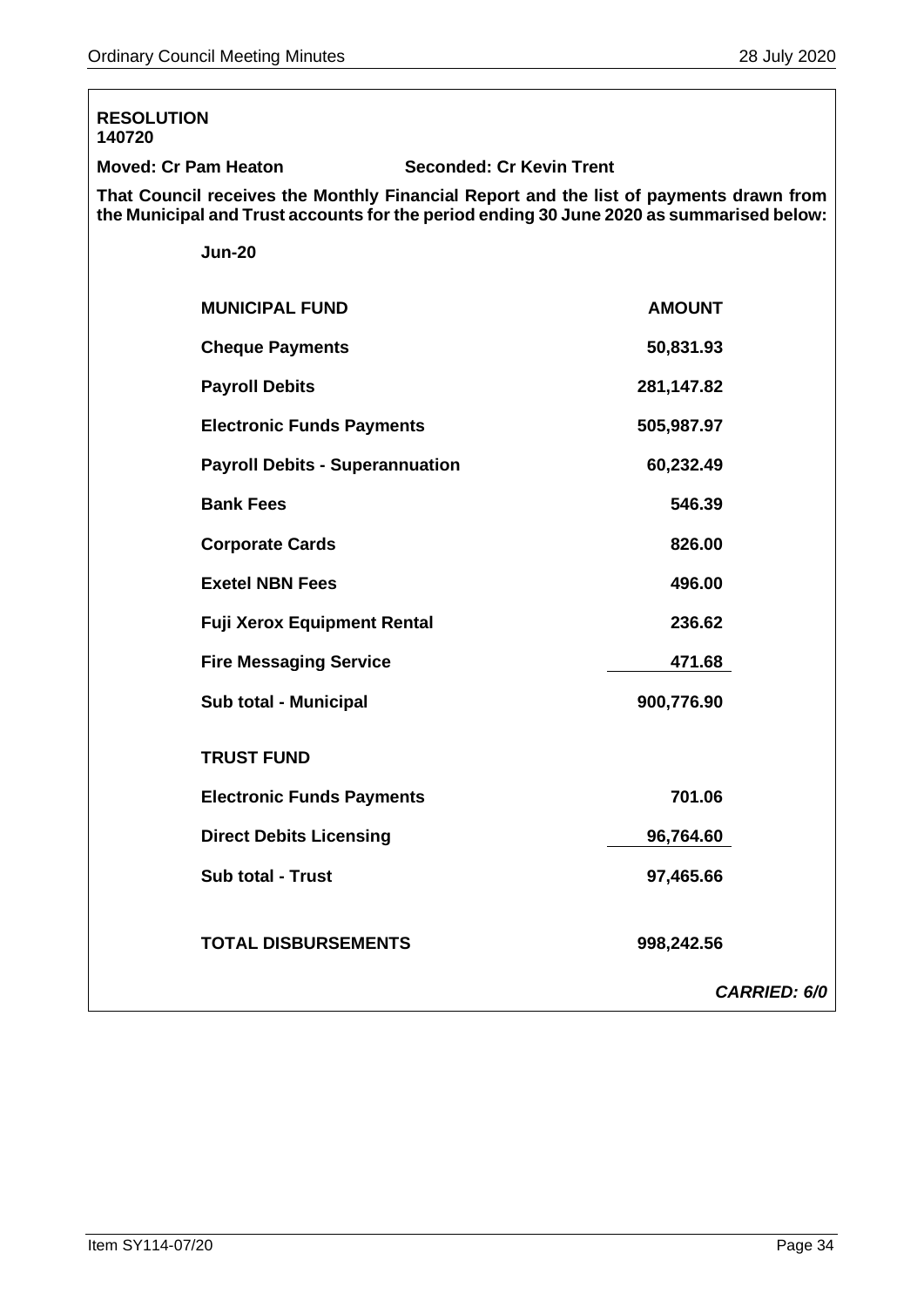**RESOLUTION 140720**

**Moved: Cr Pam Heaton** **Seconded: Cr Kevin Trent**

**That Council receives the Monthly Financial Report and the list of payments drawn from the Municipal and Trust accounts for the period ending 30 June 2020 as summarised below:**

**Jun-20**

| **MUNICIPAL FUND** | **AMOUNT** |
|---|---|
| **Cheque Payments** | **50,831.93** |
| **Payroll Debits** | **281,147.82** |
| **Electronic Funds Payments** | **505,987.97** |
| **Payroll Debits - Superannuation** | **60,232.49** |
| **Bank Fees** | **546.39** |
| **Corporate Cards** | **826.00** |
| **Exetel NBN Fees** | **496.00** |
| **Fuji Xerox Equipment Rental** | **236.62** |
| **Fire Messaging Service** | **471.68** |
| **Sub total - Municipal** | **900,776.90** |
| **TRUST FUND** | |
| **Electronic Funds Payments** | **701.06** |
| **Direct Debits Licensing** | **96,764.60** |
| **Sub total - Trust** | **97,465.66** |
| **TOTAL DISBURSEMENTS** | **998,242.56** |

***CARRIED: 6/0***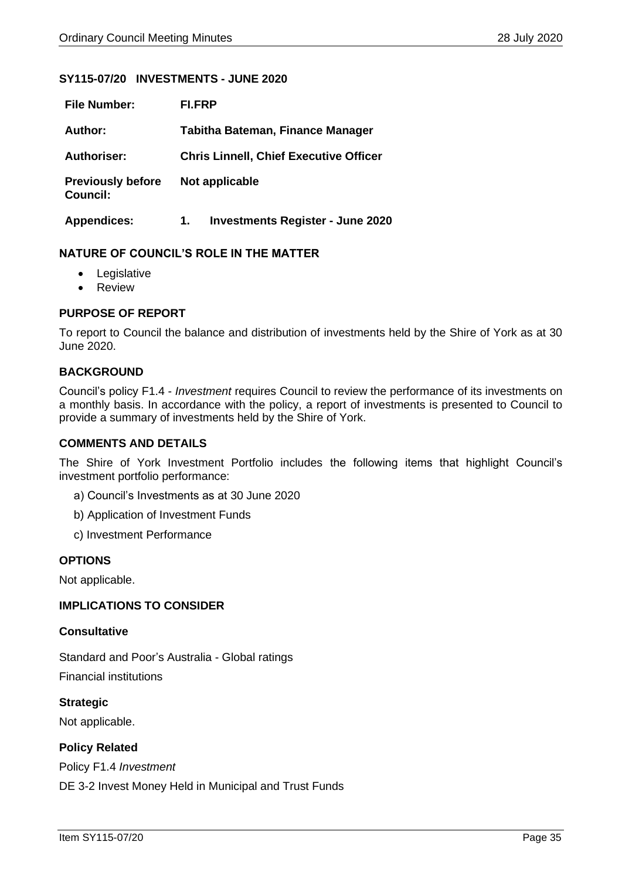### SY115-07/20 INVESTMENTS - JUNE 2020

| | |
|---|---|
| **File Number:** | **FI.FRP** |
| **Author:** | **Tabitha Bateman, Finance Manager** |
| **Authoriser:** | **Chris Linnell, Chief Executive Officer** |
| **Previously before Council:** | **Not applicable** |
| **Appendices:** | **1. Investments Register - June 2020** |

### NATURE OF COUNCIL'S ROLE IN THE MATTER

- Legislative
- Review

### PURPOSE OF REPORT

To report to Council the balance and distribution of investments held by the Shire of York as at 30 June 2020.

### BACKGROUND

Council's policy F1.4 - *Investment* requires Council to review the performance of its investments on a monthly basis. In accordance with the policy, a report of investments is presented to Council to provide a summary of investments held by the Shire of York.

### COMMENTS AND DETAILS

The Shire of York Investment Portfolio includes the following items that highlight Council's investment portfolio performance:

a) Council's Investments as at 30 June 2020

b) Application of Investment Funds

c) Investment Performance

### OPTIONS

Not applicable.

### IMPLICATIONS TO CONSIDER

#### Consultative

Standard and Poor's Australia - Global ratings

Financial institutions

#### Strategic

Not applicable.

#### Policy Related

Policy F1.4 *Investment*

DE 3-2 Invest Money Held in Municipal and Trust Funds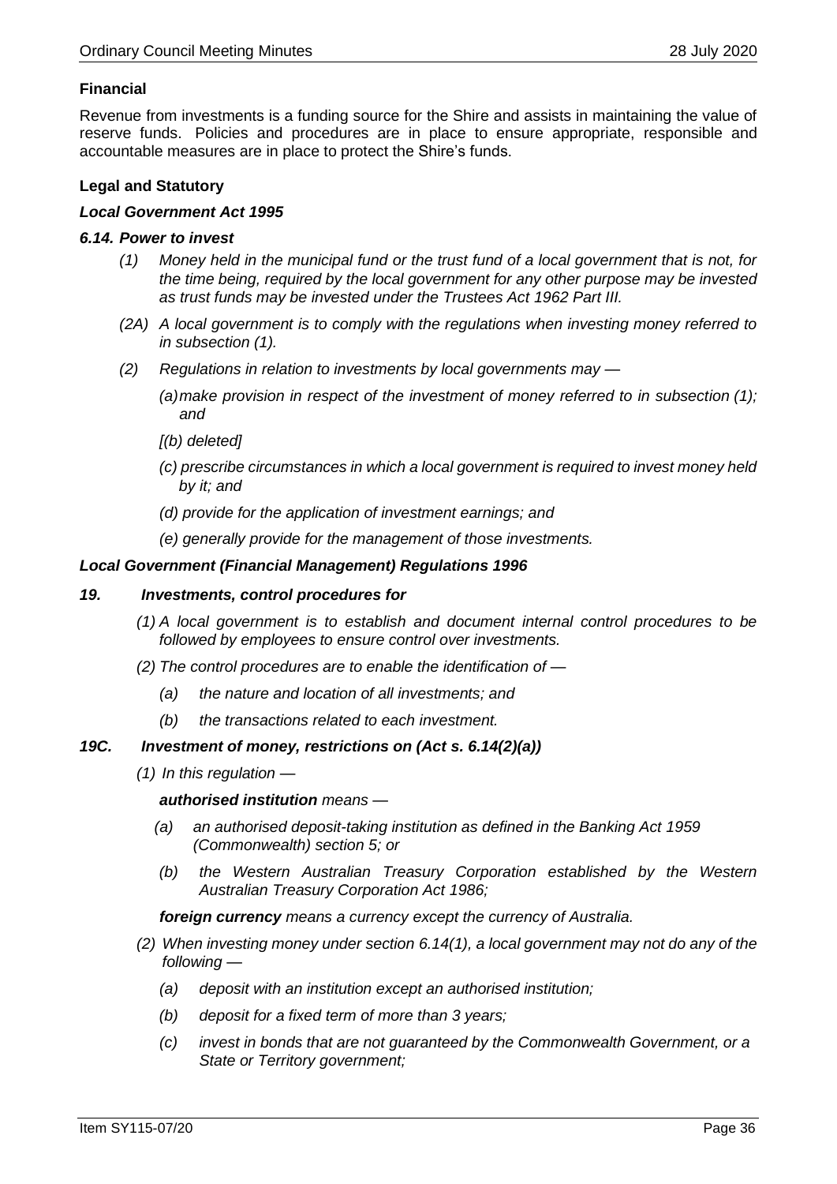**Financial**

Revenue from investments is a funding source for the Shire and assists in maintaining the value of reserve funds. Policies and procedures are in place to ensure appropriate, responsible and accountable measures are in place to protect the Shire's funds.

**Legal and Statutory**

***Local Government Act 1995***

***6.14. Power to invest***

*(1) Money held in the municipal fund or the trust fund of a local government that is not, for the time being, required by the local government for any other purpose may be invested as trust funds may be invested under the Trustees Act 1962 Part III.*

*(2A) A local government is to comply with the regulations when investing money referred to in subsection (1).*

*(2) Regulations in relation to investments by local governments may —*

*(a) make provision in respect of the investment of money referred to in subsection (1); and*

*[(b) deleted]*

*(c) prescribe circumstances in which a local government is required to invest money held by it; and*

*(d) provide for the application of investment earnings; and*

*(e) generally provide for the management of those investments.*

***Local Government (Financial Management) Regulations 1996***

***19. Investments, control procedures for***

*(1) A local government is to establish and document internal control procedures to be followed by employees to ensure control over investments.*

*(2) The control procedures are to enable the identification of —*

*(a) the nature and location of all investments; and*

*(b) the transactions related to each investment.*

***19C. Investment of money, restrictions on (Act s. 6.14(2)(a))***

*(1) In this regulation —*

***authorised institution*** *means —*

*(a) an authorised deposit-taking institution as defined in the Banking Act 1959 (Commonwealth) section 5; or*

*(b) the Western Australian Treasury Corporation established by the Western Australian Treasury Corporation Act 1986;*

***foreign currency*** *means a currency except the currency of Australia.*

*(2) When investing money under section 6.14(1), a local government may not do any of the following —*

*(a) deposit with an institution except an authorised institution;*

*(b) deposit for a fixed term of more than 3 years;*

*(c) invest in bonds that are not guaranteed by the Commonwealth Government, or a State or Territory government;*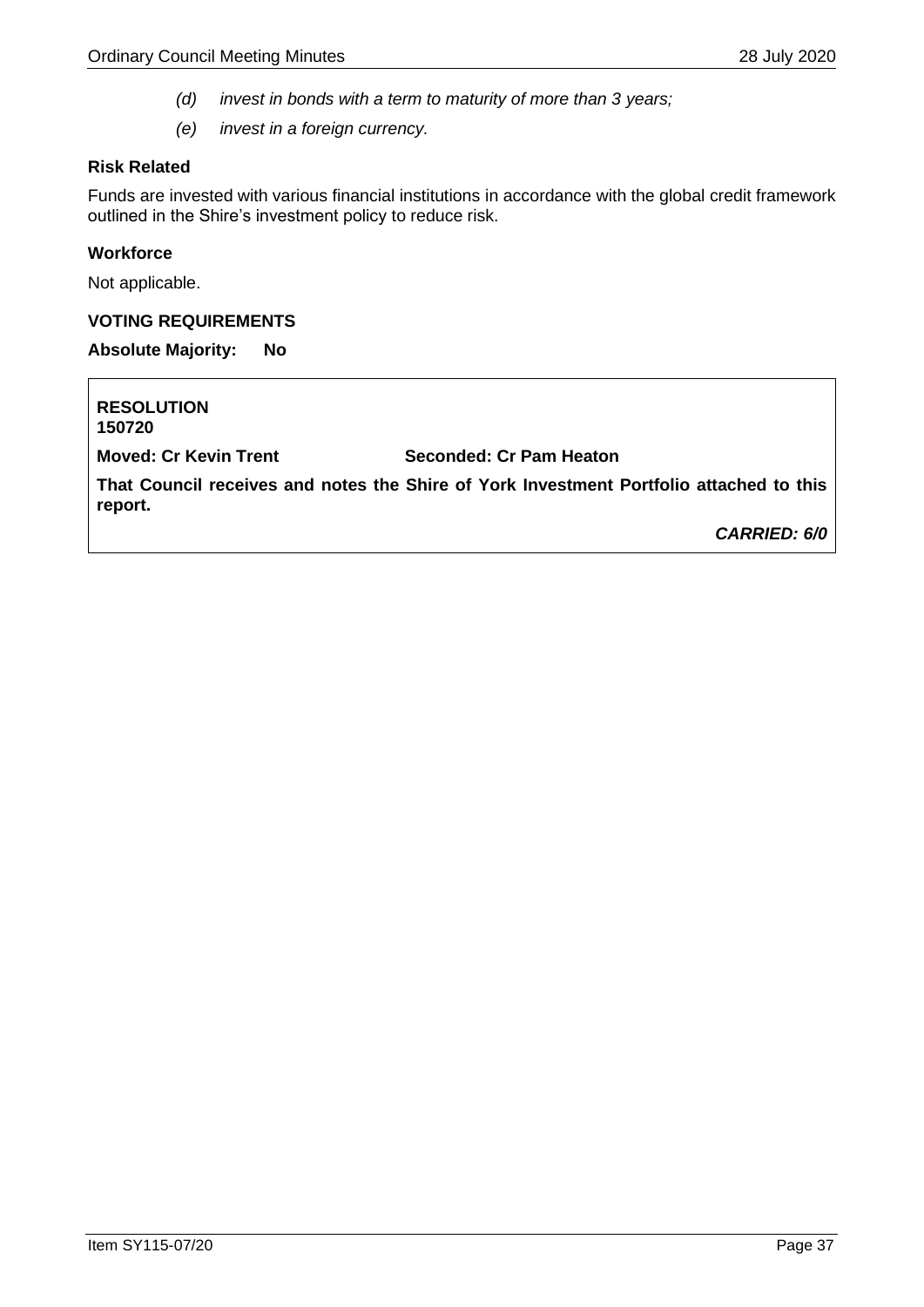*(d) invest in bonds with a term to maturity of more than 3 years;*

*(e) invest in a foreign currency.*

### Risk Related

Funds are invested with various financial institutions in accordance with the global credit framework outlined in the Shire's investment policy to reduce risk.

### Workforce

Not applicable.

### VOTING REQUIREMENTS

**Absolute Majority: No**

**RESOLUTION**
**150720**

**Moved: Cr Kevin Trent** **Seconded: Cr Pam Heaton**

**That Council receives and notes the Shire of York Investment Portfolio attached to this report.**

***CARRIED: 6/0***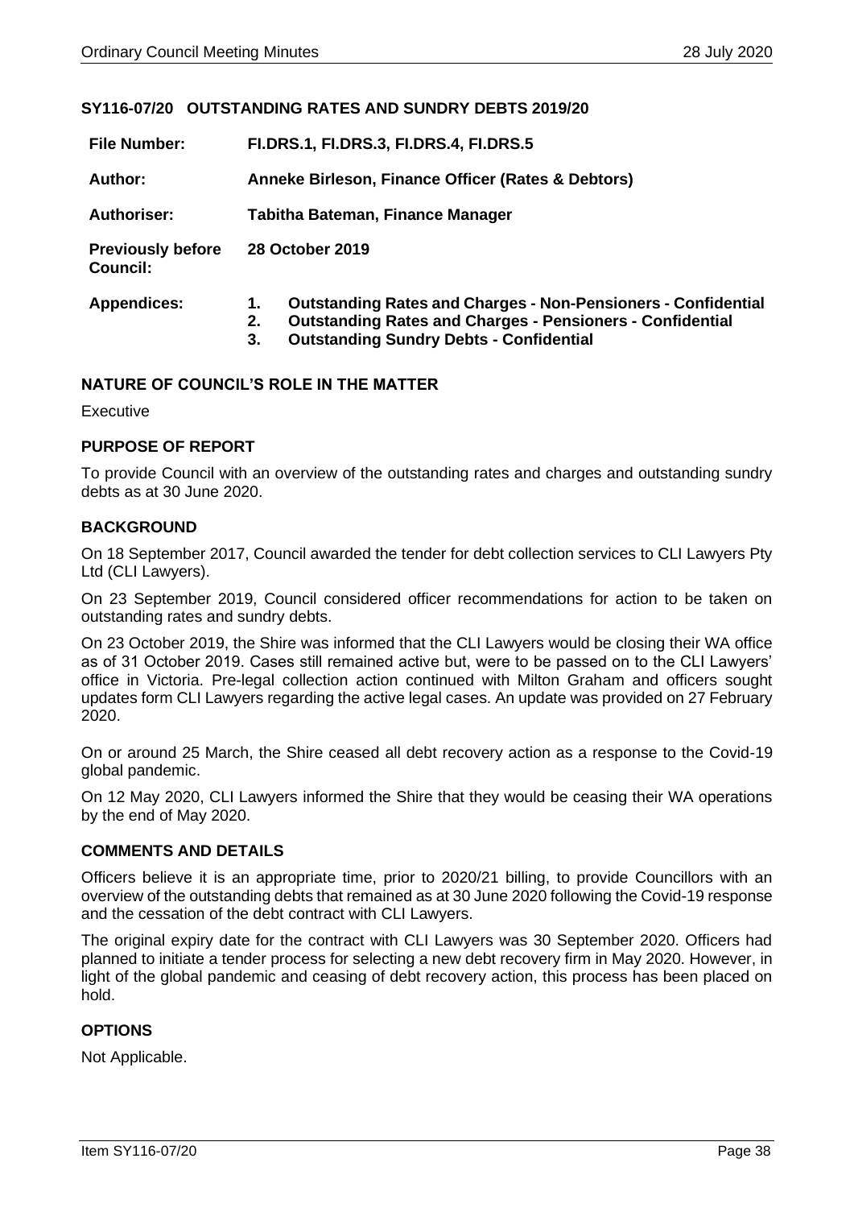## SY116-07/20 OUTSTANDING RATES AND SUNDRY DEBTS 2019/20

| | |
|---|---|
| **File Number:** | **FI.DRS.1, FI.DRS.3, FI.DRS.4, FI.DRS.5** |
| **Author:** | **Anneke Birleson, Finance Officer (Rates & Debtors)** |
| **Authoriser:** | **Tabitha Bateman, Finance Manager** |
| **Previously before Council:** | **28 October 2019** |
| **Appendices:** | **1. Outstanding Rates and Charges - Non-Pensioners - Confidential**<br>**2. Outstanding Rates and Charges - Pensioners - Confidential**<br>**3. Outstanding Sundry Debts - Confidential** |

### NATURE OF COUNCIL'S ROLE IN THE MATTER

Executive

### PURPOSE OF REPORT

To provide Council with an overview of the outstanding rates and charges and outstanding sundry debts as at 30 June 2020.

### BACKGROUND

On 18 September 2017, Council awarded the tender for debt collection services to CLI Lawyers Pty Ltd (CLI Lawyers).

On 23 September 2019, Council considered officer recommendations for action to be taken on outstanding rates and sundry debts.

On 23 October 2019, the Shire was informed that the CLI Lawyers would be closing their WA office as of 31 October 2019. Cases still remained active but, were to be passed on to the CLI Lawyers' office in Victoria. Pre-legal collection action continued with Milton Graham and officers sought updates form CLI Lawyers regarding the active legal cases. An update was provided on 27 February 2020.

On or around 25 March, the Shire ceased all debt recovery action as a response to the Covid-19 global pandemic.

On 12 May 2020, CLI Lawyers informed the Shire that they would be ceasing their WA operations by the end of May 2020.

### COMMENTS AND DETAILS

Officers believe it is an appropriate time, prior to 2020/21 billing, to provide Councillors with an overview of the outstanding debts that remained as at 30 June 2020 following the Covid-19 response and the cessation of the debt contract with CLI Lawyers.

The original expiry date for the contract with CLI Lawyers was 30 September 2020. Officers had planned to initiate a tender process for selecting a new debt recovery firm in May 2020. However, in light of the global pandemic and ceasing of debt recovery action, this process has been placed on hold.

### OPTIONS

Not Applicable.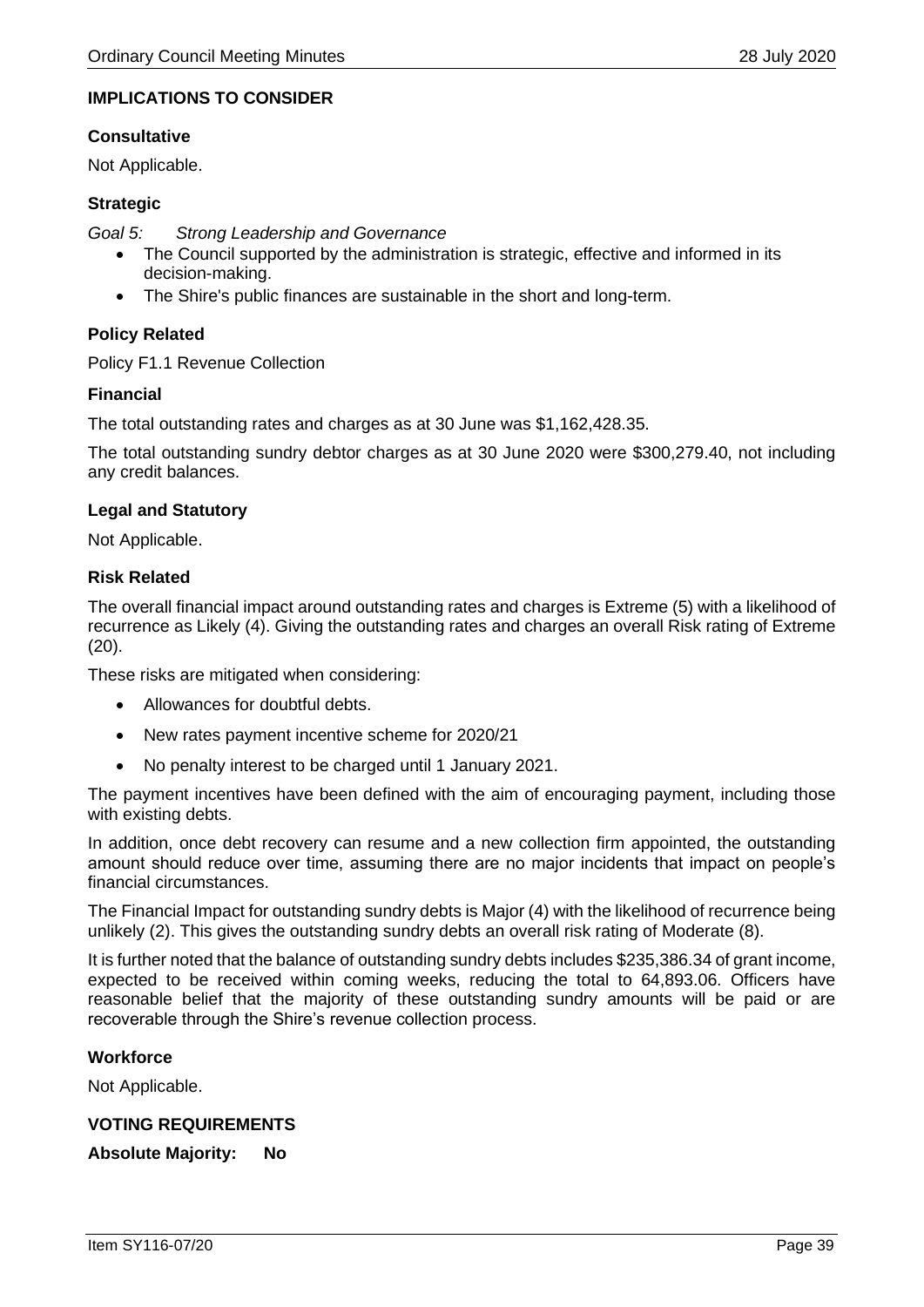## IMPLICATIONS TO CONSIDER

### Consultative

Not Applicable.

### Strategic

*Goal 5: Strong Leadership and Governance*

- The Council supported by the administration is strategic, effective and informed in its decision-making.
- The Shire's public finances are sustainable in the short and long-term.

### Policy Related

Policy F1.1 Revenue Collection

### Financial

The total outstanding rates and charges as at 30 June was $1,162,428.35.

The total outstanding sundry debtor charges as at 30 June 2020 were $300,279.40, not including any credit balances.

### Legal and Statutory

Not Applicable.

### Risk Related

The overall financial impact around outstanding rates and charges is Extreme (5) with a likelihood of recurrence as Likely (4). Giving the outstanding rates and charges an overall Risk rating of Extreme (20).

These risks are mitigated when considering:

- Allowances for doubtful debts.
- New rates payment incentive scheme for 2020/21
- No penalty interest to be charged until 1 January 2021.

The payment incentives have been defined with the aim of encouraging payment, including those with existing debts.

In addition, once debt recovery can resume and a new collection firm appointed, the outstanding amount should reduce over time, assuming there are no major incidents that impact on people's financial circumstances.

The Financial Impact for outstanding sundry debts is Major (4) with the likelihood of recurrence being unlikely (2). This gives the outstanding sundry debts an overall risk rating of Moderate (8).

It is further noted that the balance of outstanding sundry debts includes $235,386.34 of grant income, expected to be received within coming weeks, reducing the total to 64,893.06. Officers have reasonable belief that the majority of these outstanding sundry amounts will be paid or are recoverable through the Shire's revenue collection process.

### Workforce

Not Applicable.

## VOTING REQUIREMENTS

**Absolute Majority: No**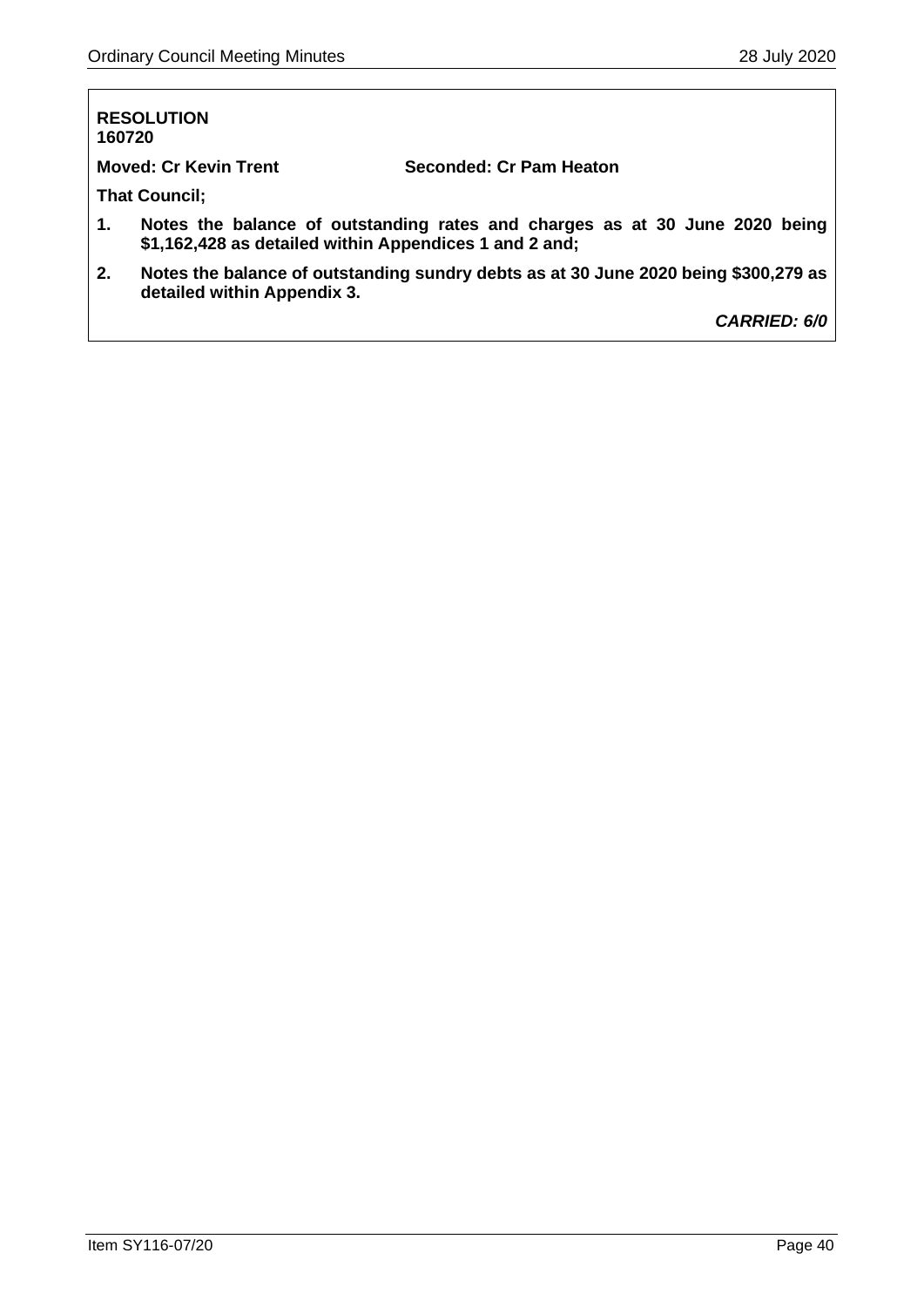**RESOLUTION**
**160720**

**Moved: Cr Kevin Trent** **Seconded: Cr Pam Heaton**

**That Council;**

1. **Notes the balance of outstanding rates and charges as at 30 June 2020 being $1,162,428 as detailed within Appendices 1 and 2 and;**
2. **Notes the balance of outstanding sundry debts as at 30 June 2020 being $300,279 as detailed within Appendix 3.**

***CARRIED: 6/0***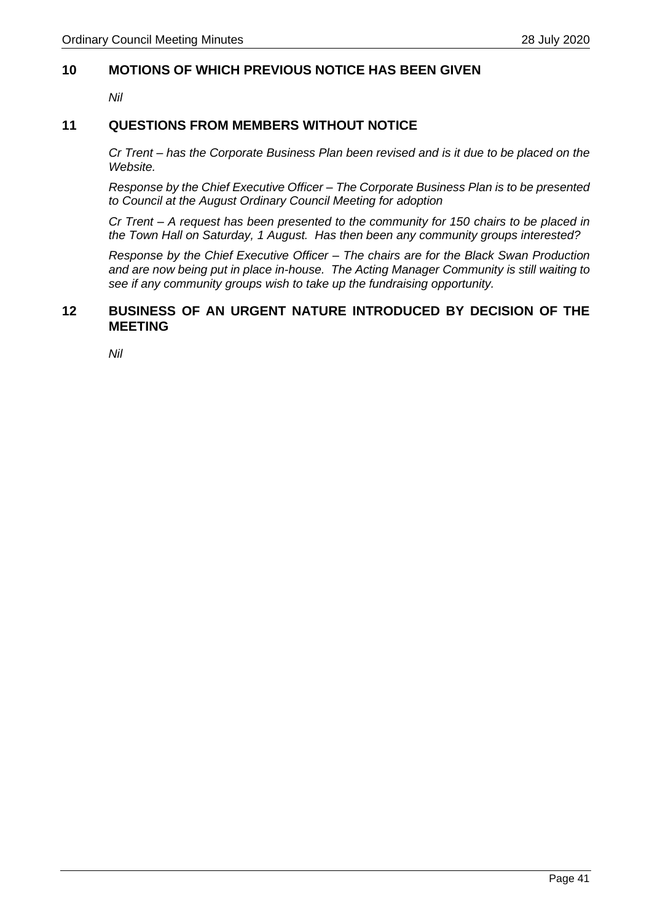## 10 MOTIONS OF WHICH PREVIOUS NOTICE HAS BEEN GIVEN

*Nil*

## 11 QUESTIONS FROM MEMBERS WITHOUT NOTICE

*Cr Trent – has the Corporate Business Plan been revised and is it due to be placed on the Website.*

*Response by the Chief Executive Officer – The Corporate Business Plan is to be presented to Council at the August Ordinary Council Meeting for adoption*

*Cr Trent – A request has been presented to the community for 150 chairs to be placed in the Town Hall on Saturday, 1 August. Has then been any community groups interested?*

*Response by the Chief Executive Officer – The chairs are for the Black Swan Production and are now being put in place in-house. The Acting Manager Community is still waiting to see if any community groups wish to take up the fundraising opportunity.*

## 12 BUSINESS OF AN URGENT NATURE INTRODUCED BY DECISION OF THE MEETING

*Nil*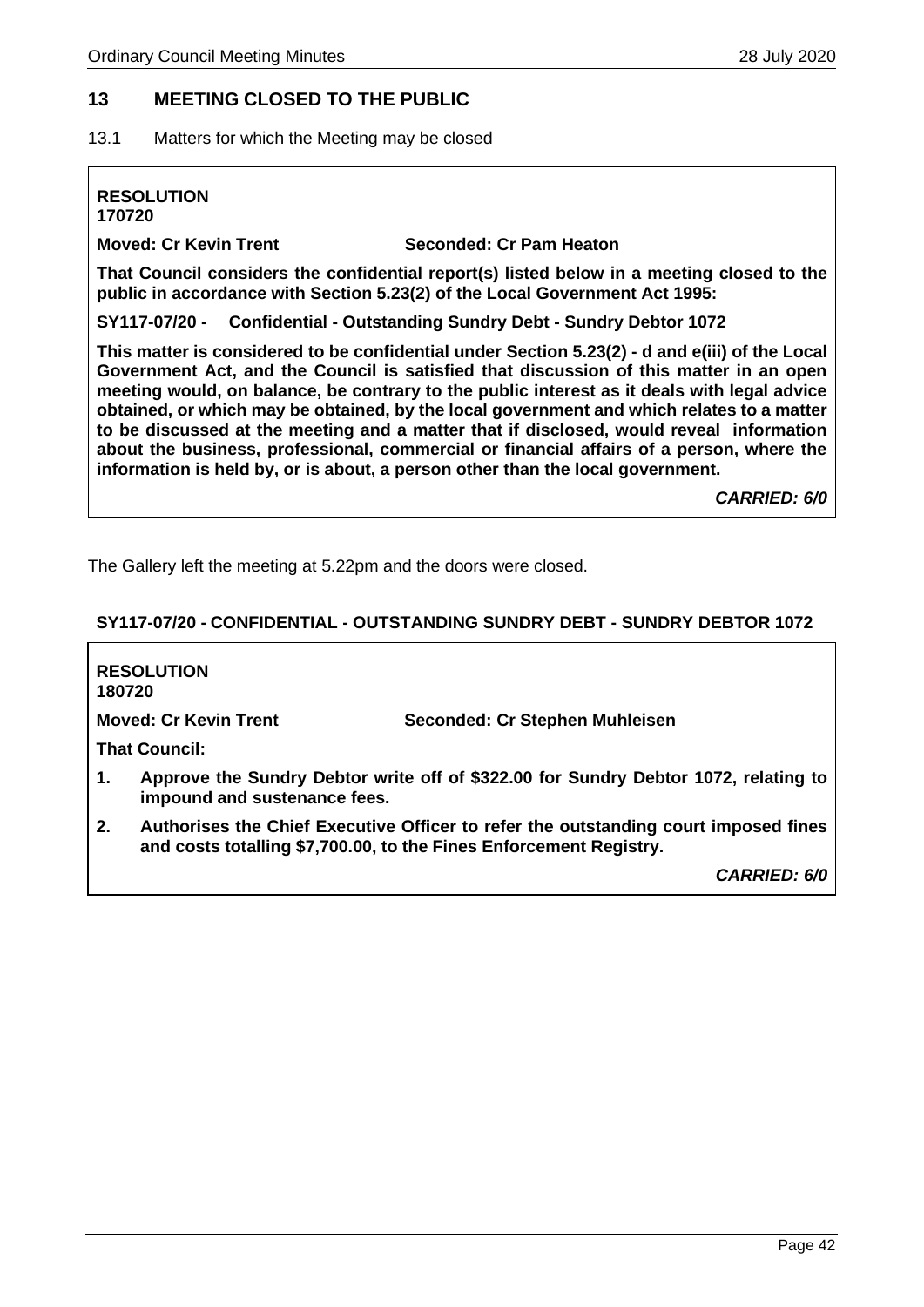## 13 MEETING CLOSED TO THE PUBLIC

13.1 Matters for which the Meeting may be closed

**RESOLUTION**
**170720**

**Moved: Cr Kevin Trent** **Seconded: Cr Pam Heaton**

**That Council considers the confidential report(s) listed below in a meeting closed to the public in accordance with Section 5.23(2) of the Local Government Act 1995:**

**SY117-07/20 - Confidential - Outstanding Sundry Debt - Sundry Debtor 1072**

**This matter is considered to be confidential under Section 5.23(2) - d and e(iii) of the Local Government Act, and the Council is satisfied that discussion of this matter in an open meeting would, on balance, be contrary to the public interest as it deals with legal advice obtained, or which may be obtained, by the local government and which relates to a matter to be discussed at the meeting and a matter that if disclosed, would reveal information about the business, professional, commercial or financial affairs of a person, where the information is held by, or is about, a person other than the local government.**

***CARRIED: 6/0***

The Gallery left the meeting at 5.22pm and the doors were closed.

### SY117-07/20 - CONFIDENTIAL - OUTSTANDING SUNDRY DEBT - SUNDRY DEBTOR 1072

**RESOLUTION**
**180720**

**Moved: Cr Kevin Trent** **Seconded: Cr Stephen Muhleisen**

**That Council:**

1. **Approve the Sundry Debtor write off of $322.00 for Sundry Debtor 1072, relating to impound and sustenance fees.**
2. **Authorises the Chief Executive Officer to refer the outstanding court imposed fines and costs totalling $7,700.00, to the Fines Enforcement Registry.**

***CARRIED: 6/0***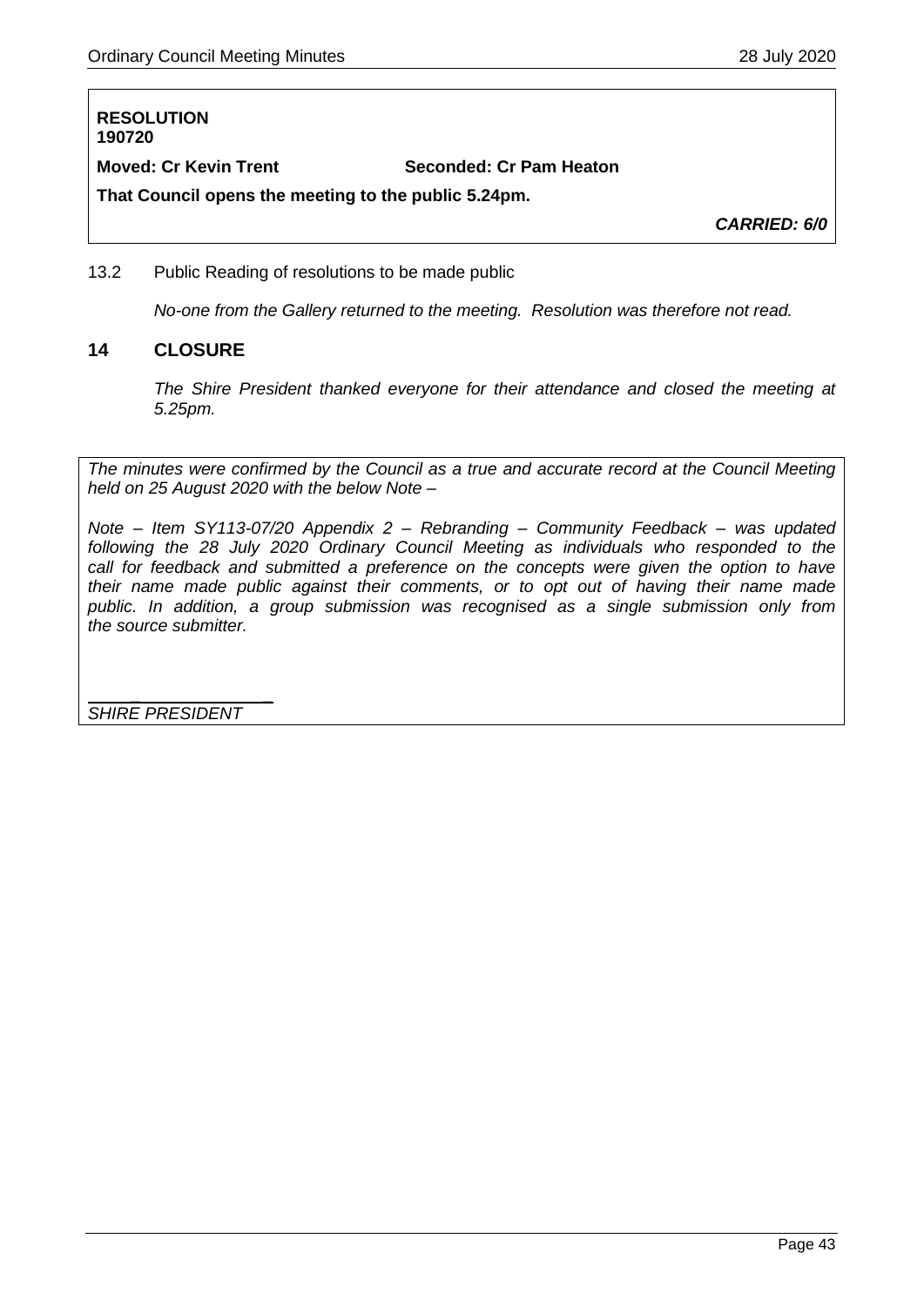**RESOLUTION**
**190720**

**Moved: Cr Kevin Trent** **Seconded: Cr Pam Heaton**

**That Council opens the meeting to the public 5.24pm.**

***CARRIED: 6/0***

13.2 Public Reading of resolutions to be made public

*No-one from the Gallery returned to the meeting. Resolution was therefore not read.*

## 14 CLOSURE

*The Shire President thanked everyone for their attendance and closed the meeting at 5.25pm.*

*The minutes were confirmed by the Council as a true and accurate record at the Council Meeting held on 25 August 2020 with the below Note –*

*Note – Item SY113-07/20 Appendix 2 – Rebranding – Community Feedback – was updated following the 28 July 2020 Ordinary Council Meeting as individuals who responded to the call for feedback and submitted a preference on the concepts were given the option to have their name made public against their comments, or to opt out of having their name made public. In addition, a group submission was recognised as a single submission only from the source submitter.*

____________________
*SHIRE PRESIDENT*